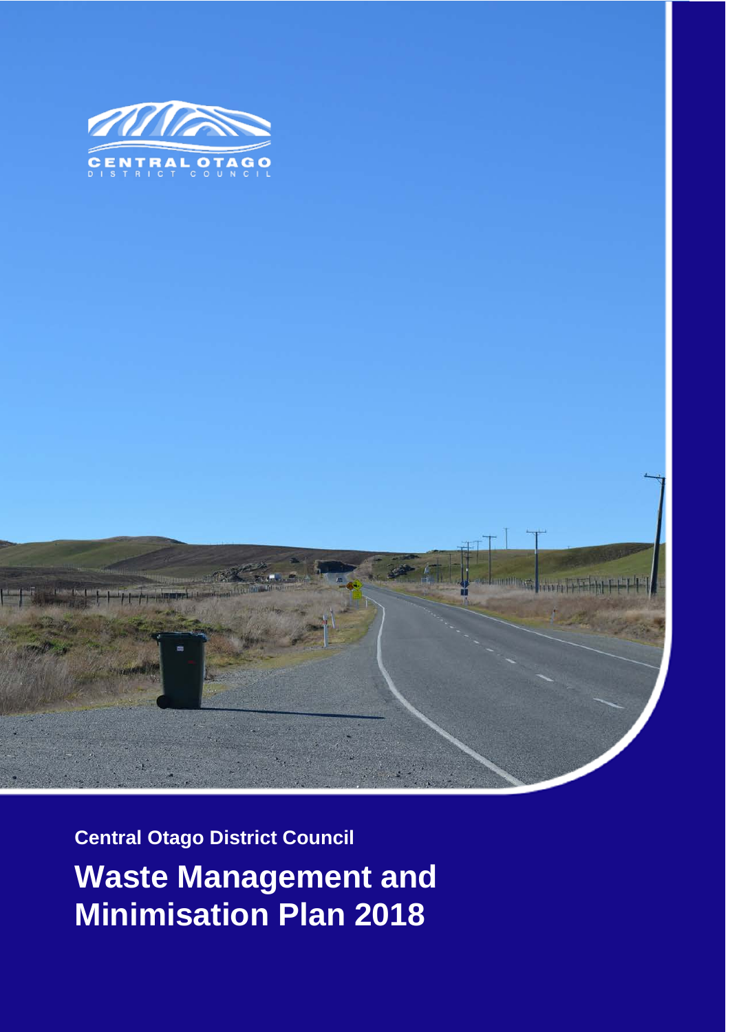CENTRAL OTAGO DISTRICT COUNCIL

**Central Otago District Council**

# Waste Management and Minimisation Plan 2018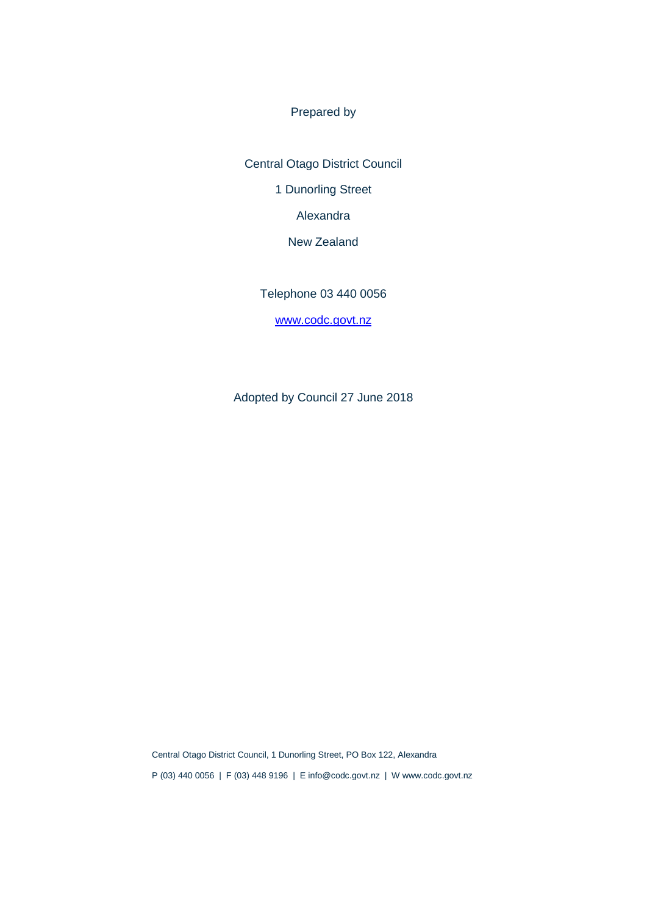Prepared by

Central Otago District Council

1 Dunorling Street

Alexandra

New Zealand

Telephone 03 440 0056

[www.codc.govt.nz](http://www.codc.govt.nz)

Adopted by Council 27 June 2018

Central Otago District Council, 1 Dunorling Street, PO Box 122, Alexandra

P (03) 440 0056 | F (03) 448 9196 | E info@codc.govt.nz | W www.codc.govt.nz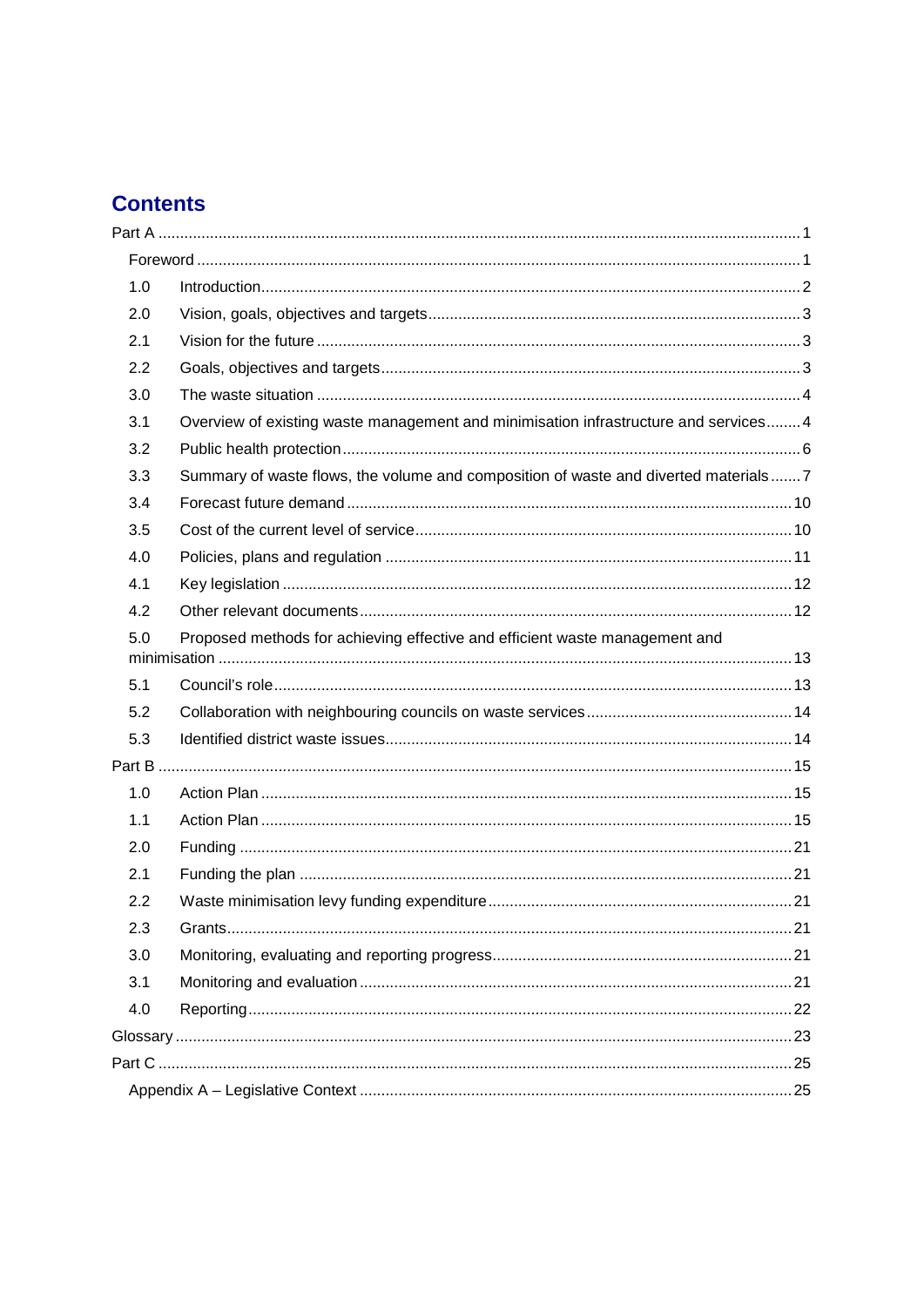# Contents

Part A ... 1

Foreword ... 1

1.0 Introduction ... 2

2.0 Vision, goals, objectives and targets ... 3

2.1 Vision for the future ... 3

2.2 Goals, objectives and targets ... 3

3.0 The waste situation ... 4

3.1 Overview of existing waste management and minimisation infrastructure and services ... 4

3.2 Public health protection ... 6

3.3 Summary of waste flows, the volume and composition of waste and diverted materials ... 7

3.4 Forecast future demand ... 10

3.5 Cost of the current level of service ... 10

4.0 Policies, plans and regulation ... 11

4.1 Key legislation ... 12

4.2 Other relevant documents ... 12

5.0 Proposed methods for achieving effective and efficient waste management and minimisation ... 13

5.1 Council's role ... 13

5.2 Collaboration with neighbouring councils on waste services ... 14

5.3 Identified district waste issues ... 14

Part B ... 15

1.0 Action Plan ... 15

1.1 Action Plan ... 15

2.0 Funding ... 21

2.1 Funding the plan ... 21

2.2 Waste minimisation levy funding expenditure ... 21

2.3 Grants ... 21

3.0 Monitoring, evaluating and reporting progress ... 21

3.1 Monitoring and evaluation ... 21

4.0 Reporting ... 22

Glossary ... 23

Part C ... 25

Appendix A – Legislative Context ... 25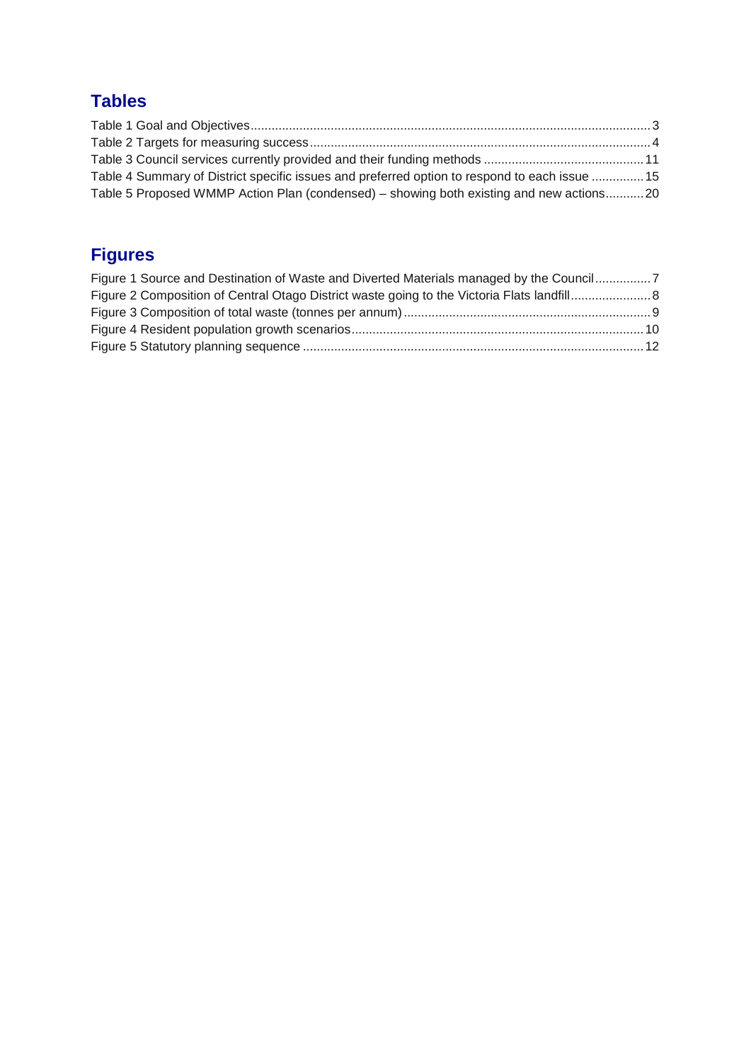## Tables

Table 1 Goal and Objectives ..... 3
Table 2 Targets for measuring success ..... 4
Table 3 Council services currently provided and their funding methods ..... 11
Table 4 Summary of District specific issues and preferred option to respond to each issue ..... 15
Table 5 Proposed WMMP Action Plan (condensed) – showing both existing and new actions ..... 20

## Figures

Figure 1 Source and Destination of Waste and Diverted Materials managed by the Council ..... 7
Figure 2 Composition of Central Otago District waste going to the Victoria Flats landfill ..... 8
Figure 3 Composition of total waste (tonnes per annum) ..... 9
Figure 4 Resident population growth scenarios ..... 10
Figure 5 Statutory planning sequence ..... 12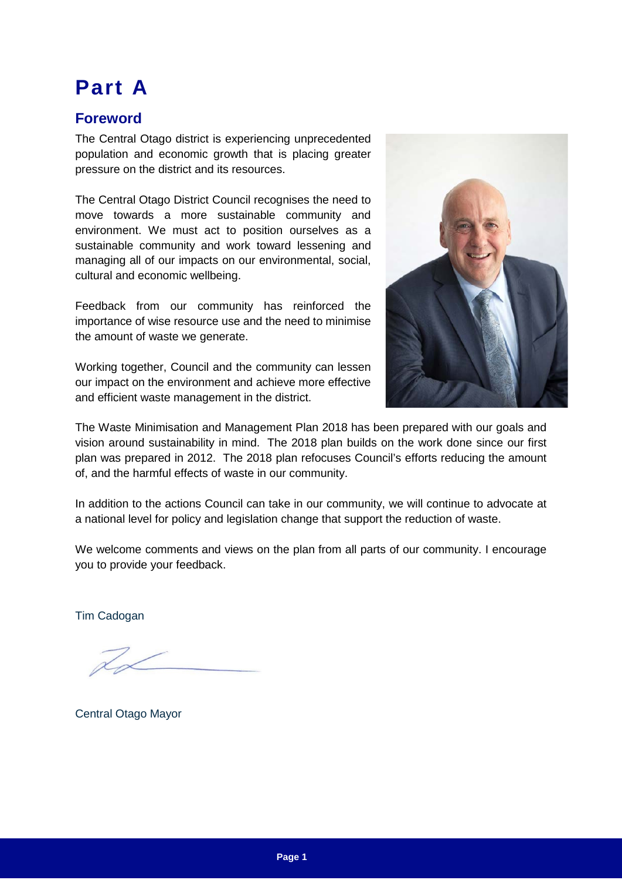# Part A

## Foreword

The Central Otago district is experiencing unprecedented population and economic growth that is placing greater pressure on the district and its resources.

The Central Otago District Council recognises the need to move towards a more sustainable community and environment. We must act to position ourselves as a sustainable community and work toward lessening and managing all of our impacts on our environmental, social, cultural and economic wellbeing.

Feedback from our community has reinforced the importance of wise resource use and the need to minimise the amount of waste we generate.

Working together, Council and the community can lessen our impact on the environment and achieve more effective and efficient waste management in the district.

The Waste Minimisation and Management Plan 2018 has been prepared with our goals and vision around sustainability in mind. The 2018 plan builds on the work done since our first plan was prepared in 2012. The 2018 plan refocuses Council's efforts reducing the amount of, and the harmful effects of waste in our community.

In addition to the actions Council can take in our community, we will continue to advocate at a national level for policy and legislation change that support the reduction of waste.

We welcome comments and views on the plan from all parts of our community. I encourage you to provide your feedback.

Tim Cadogan

Central Otago Mayor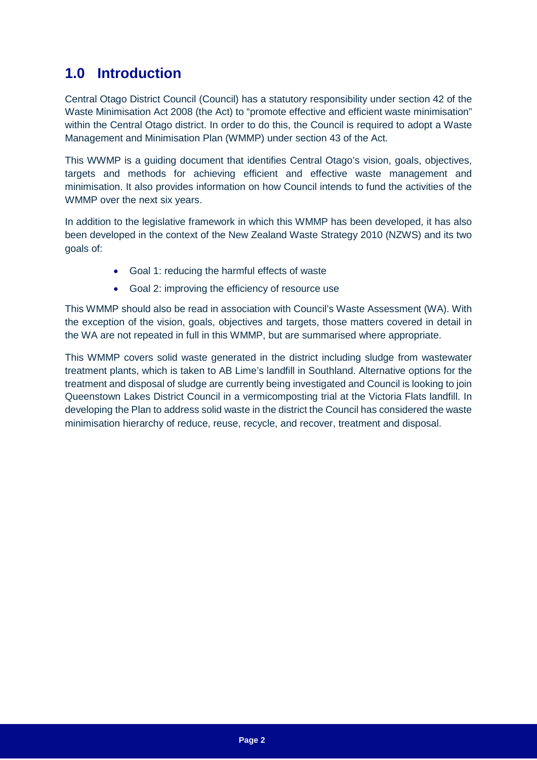## 1.0 Introduction

Central Otago District Council (Council) has a statutory responsibility under section 42 of the Waste Minimisation Act 2008 (the Act) to "promote effective and efficient waste minimisation" within the Central Otago district. In order to do this, the Council is required to adopt a Waste Management and Minimisation Plan (WMMP) under section 43 of the Act.

This WWMP is a guiding document that identifies Central Otago's vision, goals, objectives, targets and methods for achieving efficient and effective waste management and minimisation. It also provides information on how Council intends to fund the activities of the WMMP over the next six years.

In addition to the legislative framework in which this WMMP has been developed, it has also been developed in the context of the New Zealand Waste Strategy 2010 (NZWS) and its two goals of:

- Goal 1: reducing the harmful effects of waste
- Goal 2: improving the efficiency of resource use

This WMMP should also be read in association with Council's Waste Assessment (WA). With the exception of the vision, goals, objectives and targets, those matters covered in detail in the WA are not repeated in full in this WMMP, but are summarised where appropriate.

This WMMP covers solid waste generated in the district including sludge from wastewater treatment plants, which is taken to AB Lime's landfill in Southland. Alternative options for the treatment and disposal of sludge are currently being investigated and Council is looking to join Queenstown Lakes District Council in a vermicomposting trial at the Victoria Flats landfill. In developing the Plan to address solid waste in the district the Council has considered the waste minimisation hierarchy of reduce, reuse, recycle, and recover, treatment and disposal.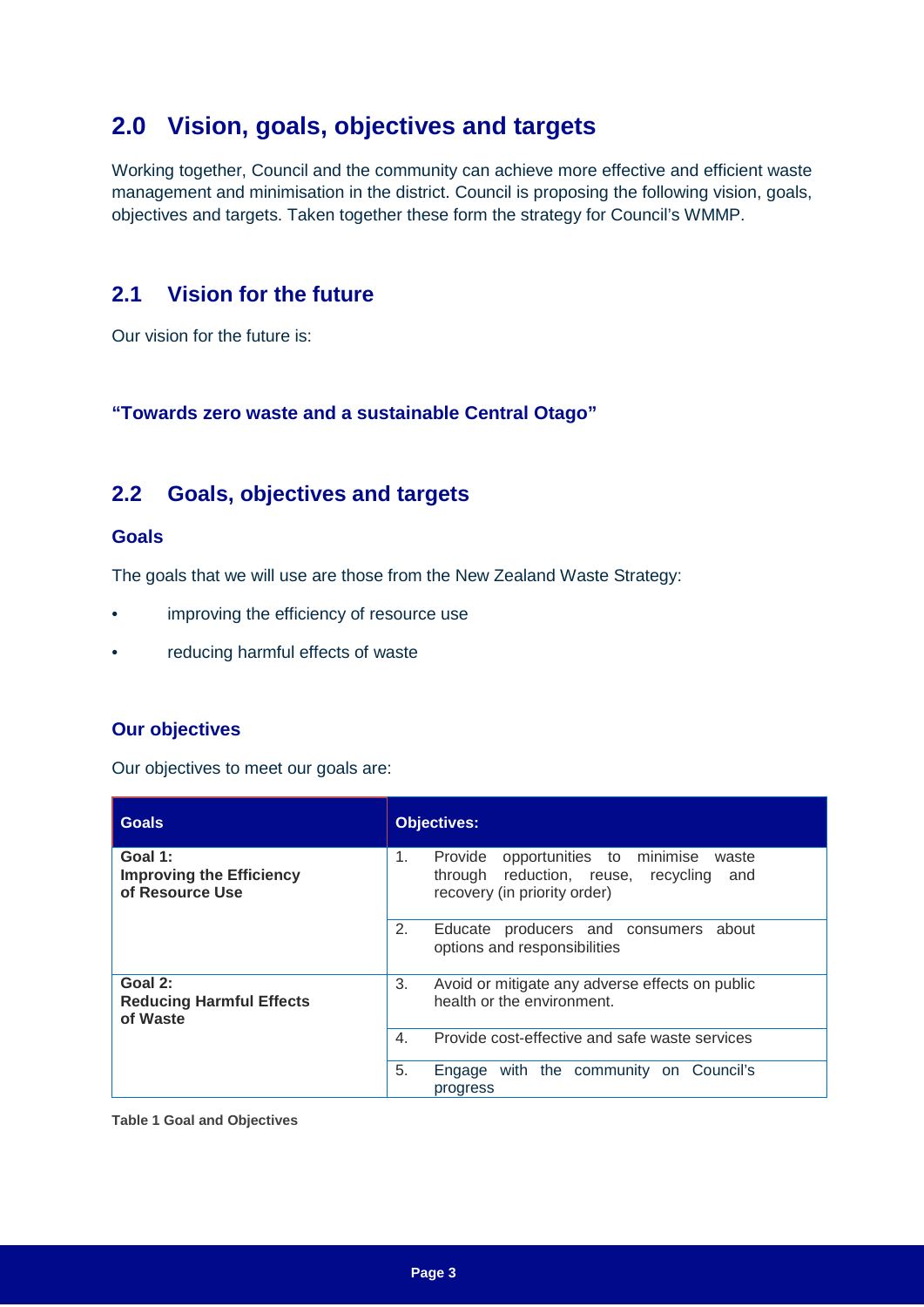## 2.0 Vision, goals, objectives and targets

Working together, Council and the community can achieve more effective and efficient waste management and minimisation in the district. Council is proposing the following vision, goals, objectives and targets. Taken together these form the strategy for Council's WMMP.

### 2.1 Vision for the future

Our vision for the future is:

**"Towards zero waste and a sustainable Central Otago"**

### 2.2 Goals, objectives and targets

#### Goals

The goals that we will use are those from the New Zealand Waste Strategy:

- improving the efficiency of resource use
- reducing harmful effects of waste

#### Our objectives

Our objectives to meet our goals are:

| Goals | Objectives: |
|---|---|
| **Goal 1: Improving the Efficiency of Resource Use** | 1. Provide opportunities to minimise waste through reduction, reuse, recycling and recovery (in priority order) |
| | 2. Educate producers and consumers about options and responsibilities |
| **Goal 2: Reducing Harmful Effects of Waste** | 3. Avoid or mitigate any adverse effects on public health or the environment. |
| | 4. Provide cost-effective and safe waste services |
| | 5. Engage with the community on Council's progress |

**Table 1 Goal and Objectives**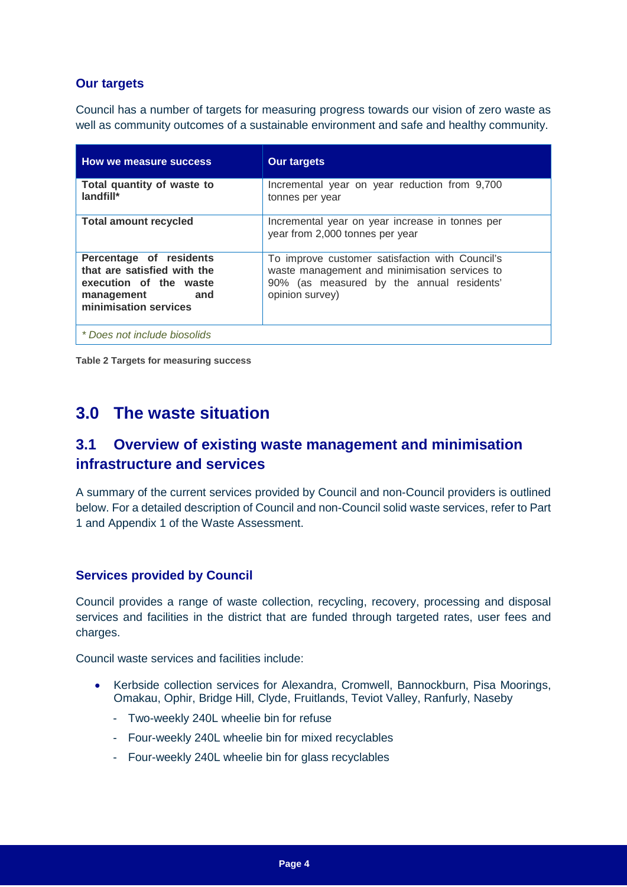### Our targets

Council has a number of targets for measuring progress towards our vision of zero waste as well as community outcomes of a sustainable environment and safe and healthy community.

| How we measure success | Our targets |
|---|---|
| **Total quantity of waste to landfill*** | Incremental year on year reduction from 9,700 tonnes per year |
| **Total amount recycled** | Incremental year on year increase in tonnes per year from 2,000 tonnes per year |
| **Percentage of residents that are satisfied with the execution of the waste management and minimisation services** | To improve customer satisfaction with Council's waste management and minimisation services to 90% (as measured by the annual residents' opinion survey) |
| *\* Does not include biosolids* | |

**Table 2 Targets for measuring success**

# 3.0 The waste situation

## 3.1 Overview of existing waste management and minimisation infrastructure and services

A summary of the current services provided by Council and non-Council providers is outlined below. For a detailed description of Council and non-Council solid waste services, refer to Part 1 and Appendix 1 of the Waste Assessment.

### Services provided by Council

Council provides a range of waste collection, recycling, recovery, processing and disposal services and facilities in the district that are funded through targeted rates, user fees and charges.

Council waste services and facilities include:

- Kerbside collection services for Alexandra, Cromwell, Bannockburn, Pisa Moorings, Omakau, Ophir, Bridge Hill, Clyde, Fruitlands, Teviot Valley, Ranfurly, Naseby
  - Two-weekly 240L wheelie bin for refuse
  - Four-weekly 240L wheelie bin for mixed recyclables
  - Four-weekly 240L wheelie bin for glass recyclables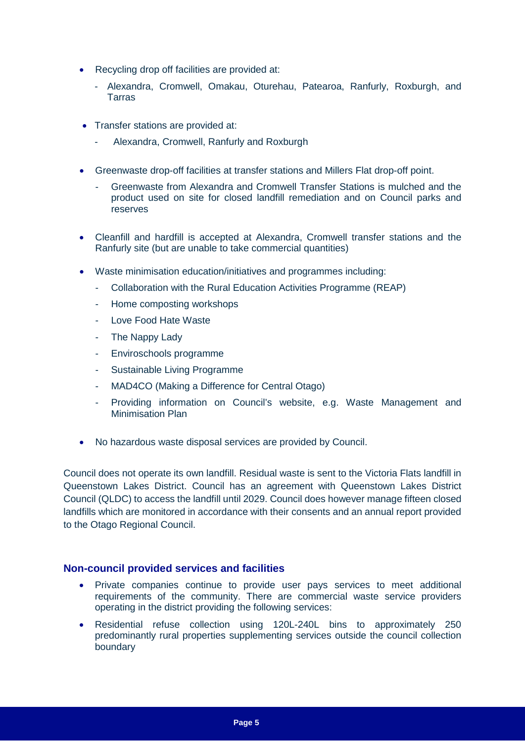- Recycling drop off facilities are provided at:
  - Alexandra, Cromwell, Omakau, Oturehau, Patearoa, Ranfurly, Roxburgh, and Tarras
- Transfer stations are provided at:
  - Alexandra, Cromwell, Ranfurly and Roxburgh
- Greenwaste drop-off facilities at transfer stations and Millers Flat drop-off point.
  - Greenwaste from Alexandra and Cromwell Transfer Stations is mulched and the product used on site for closed landfill remediation and on Council parks and reserves
- Cleanfill and hardfill is accepted at Alexandra, Cromwell transfer stations and the Ranfurly site (but are unable to take commercial quantities)
- Waste minimisation education/initiatives and programmes including:
  - Collaboration with the Rural Education Activities Programme (REAP)
  - Home composting workshops
  - Love Food Hate Waste
  - The Nappy Lady
  - Enviroschools programme
  - Sustainable Living Programme
  - MAD4CO (Making a Difference for Central Otago)
  - Providing information on Council's website, e.g. Waste Management and Minimisation Plan
- No hazardous waste disposal services are provided by Council.

Council does not operate its own landfill. Residual waste is sent to the Victoria Flats landfill in Queenstown Lakes District. Council has an agreement with Queenstown Lakes District Council (QLDC) to access the landfill until 2029. Council does however manage fifteen closed landfills which are monitored in accordance with their consents and an annual report provided to the Otago Regional Council.

### Non-council provided services and facilities

- Private companies continue to provide user pays services to meet additional requirements of the community. There are commercial waste service providers operating in the district providing the following services:
- Residential refuse collection using 120L-240L bins to approximately 250 predominantly rural properties supplementing services outside the council collection boundary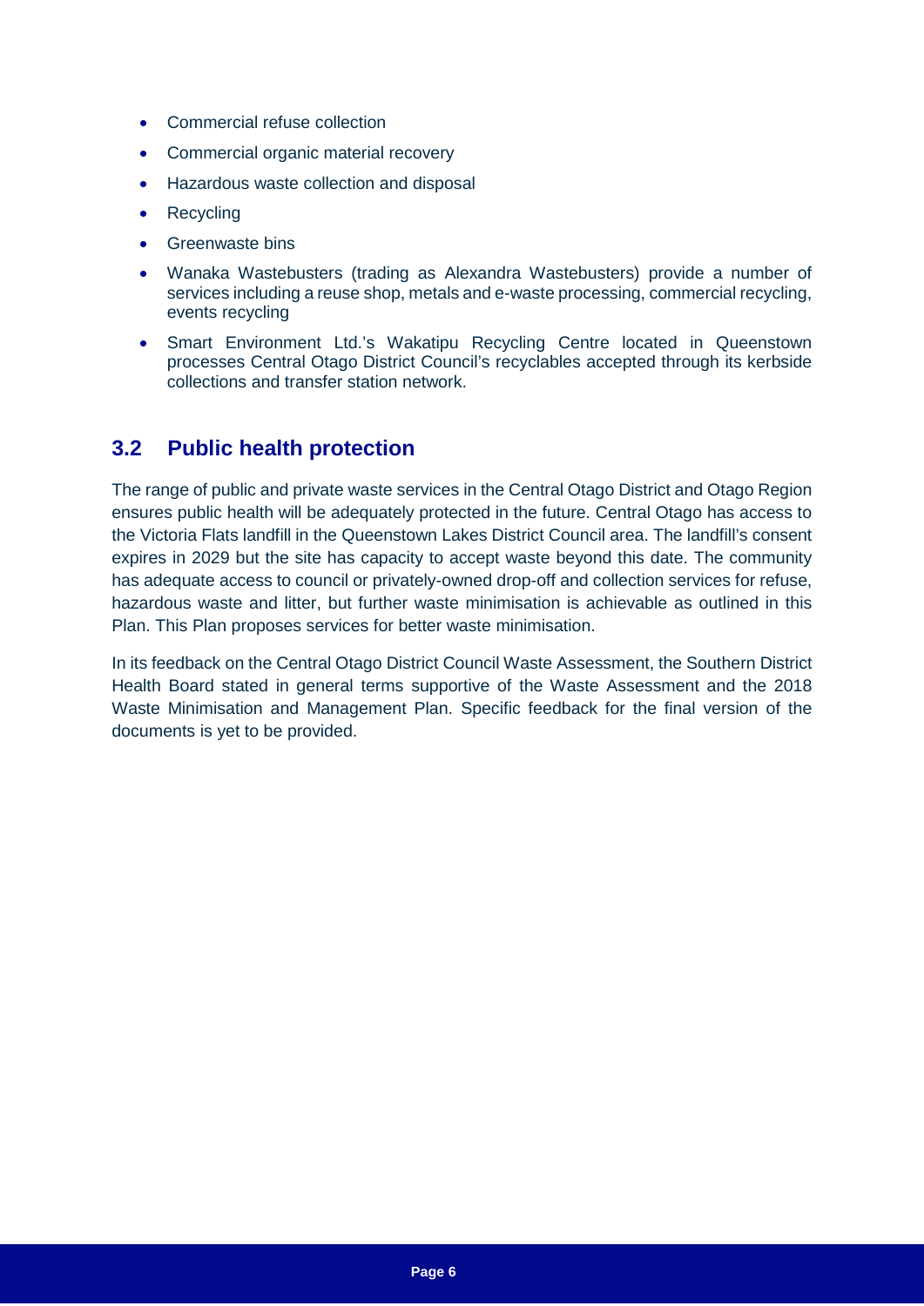- Commercial refuse collection
- Commercial organic material recovery
- Hazardous waste collection and disposal
- Recycling
- Greenwaste bins
- Wanaka Wastebusters (trading as Alexandra Wastebusters) provide a number of services including a reuse shop, metals and e-waste processing, commercial recycling, events recycling
- Smart Environment Ltd.'s Wakatipu Recycling Centre located in Queenstown processes Central Otago District Council's recyclables accepted through its kerbside collections and transfer station network.

## 3.2 Public health protection

The range of public and private waste services in the Central Otago District and Otago Region ensures public health will be adequately protected in the future. Central Otago has access to the Victoria Flats landfill in the Queenstown Lakes District Council area. The landfill's consent expires in 2029 but the site has capacity to accept waste beyond this date. The community has adequate access to council or privately-owned drop-off and collection services for refuse, hazardous waste and litter, but further waste minimisation is achievable as outlined in this Plan. This Plan proposes services for better waste minimisation.

In its feedback on the Central Otago District Council Waste Assessment, the Southern District Health Board stated in general terms supportive of the Waste Assessment and the 2018 Waste Minimisation and Management Plan. Specific feedback for the final version of the documents is yet to be provided.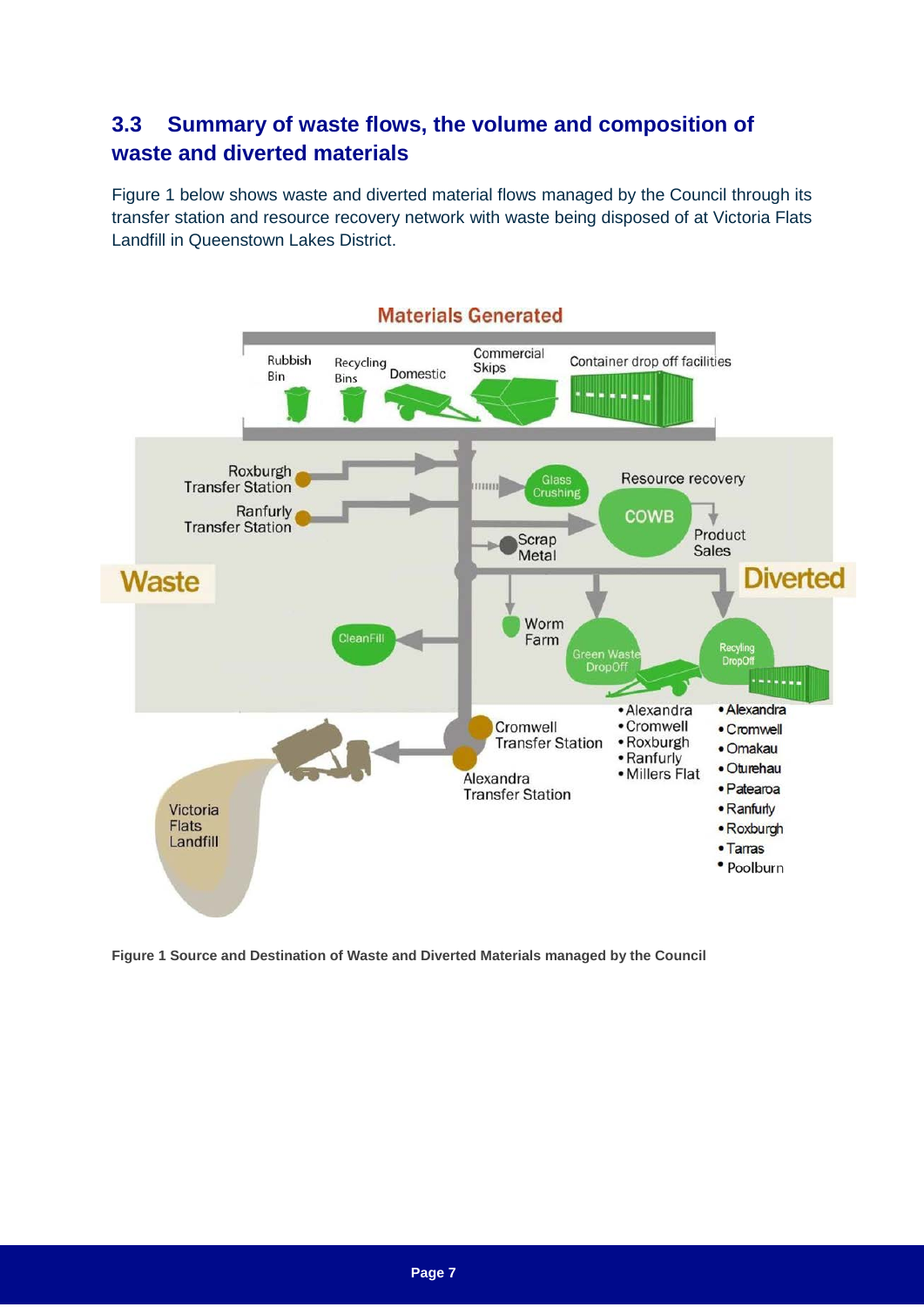## 3.3 Summary of waste flows, the volume and composition of waste and diverted materials

Figure 1 below shows waste and diverted material flows managed by the Council through its transfer station and resource recovery network with waste being disposed of at Victoria Flats Landfill in Queenstown Lakes District.

**Figure 1 Source and Destination of Waste and Diverted Materials managed by the Council**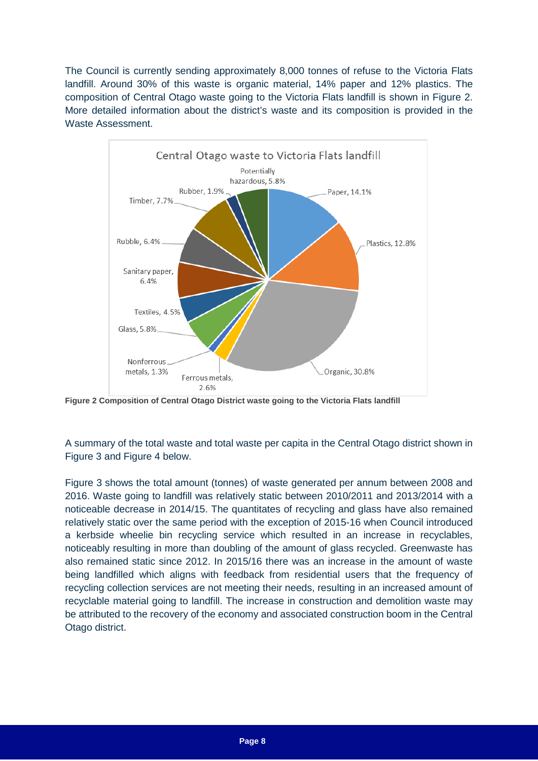The Council is currently sending approximately 8,000 tonnes of refuse to the Victoria Flats landfill. Around 30% of this waste is organic material, 14% paper and 12% plastics. The composition of Central Otago waste going to the Victoria Flats landfill is shown in Figure 2. More detailed information about the district's waste and its composition is provided in the Waste Assessment.

**Figure 2 Composition of Central Otago District waste going to the Victoria Flats landfill**

A summary of the total waste and total waste per capita in the Central Otago district shown in Figure 3 and Figure 4 below.

Figure 3 shows the total amount (tonnes) of waste generated per annum between 2008 and 2016. Waste going to landfill was relatively static between 2010/2011 and 2013/2014 with a noticeable decrease in 2014/15. The quantitates of recycling and glass have also remained relatively static over the same period with the exception of 2015-16 when Council introduced a kerbside wheelie bin recycling service which resulted in an increase in recyclables, noticeably resulting in more than doubling of the amount of glass recycled. Greenwaste has also remained static since 2012. In 2015/16 there was an increase in the amount of waste being landfilled which aligns with feedback from residential users that the frequency of recycling collection services are not meeting their needs, resulting in an increased amount of recyclable material going to landfill. The increase in construction and demolition waste may be attributed to the recovery of the economy and associated construction boom in the Central Otago district.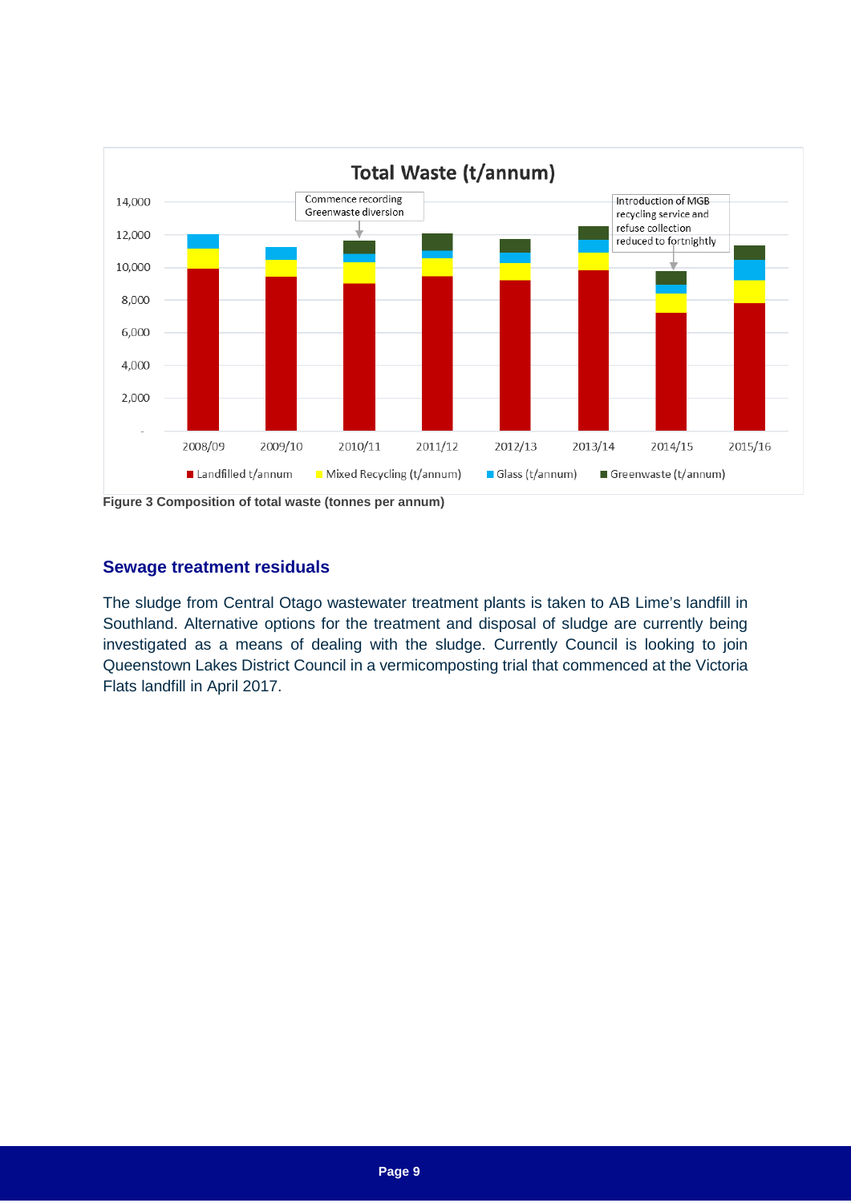Figure 3 Composition of total waste (tonnes per annum)

## Sewage treatment residuals

The sludge from Central Otago wastewater treatment plants is taken to AB Lime's landfill in Southland. Alternative options for the treatment and disposal of sludge are currently being investigated as a means of dealing with the sludge. Currently Council is looking to join Queenstown Lakes District Council in a vermicomposting trial that commenced at the Victoria Flats landfill in April 2017.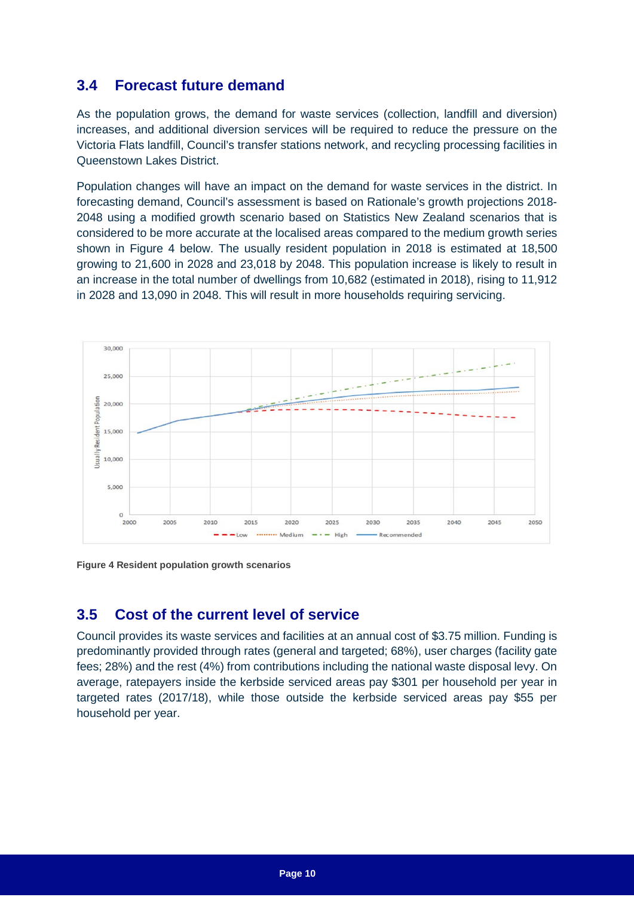## 3.4 Forecast future demand

As the population grows, the demand for waste services (collection, landfill and diversion) increases, and additional diversion services will be required to reduce the pressure on the Victoria Flats landfill, Council's transfer stations network, and recycling processing facilities in Queenstown Lakes District.

Population changes will have an impact on the demand for waste services in the district. In forecasting demand, Council's assessment is based on Rationale's growth projections 2018-2048 using a modified growth scenario based on Statistics New Zealand scenarios that is considered to be more accurate at the localised areas compared to the medium growth series shown in Figure 4 below. The usually resident population in 2018 is estimated at 18,500 growing to 21,600 in 2028 and 23,018 by 2048. This population increase is likely to result in an increase in the total number of dwellings from 10,682 (estimated in 2018), rising to 11,912 in 2028 and 13,090 in 2048. This will result in more households requiring servicing.

**Figure 4 Resident population growth scenarios**

## 3.5 Cost of the current level of service

Council provides its waste services and facilities at an annual cost of $3.75 million. Funding is predominantly provided through rates (general and targeted; 68%), user charges (facility gate fees; 28%) and the rest (4%) from contributions including the national waste disposal levy. On average, ratepayers inside the kerbside serviced areas pay $301 per household per year in targeted rates (2017/18), while those outside the kerbside serviced areas pay $55 per household per year.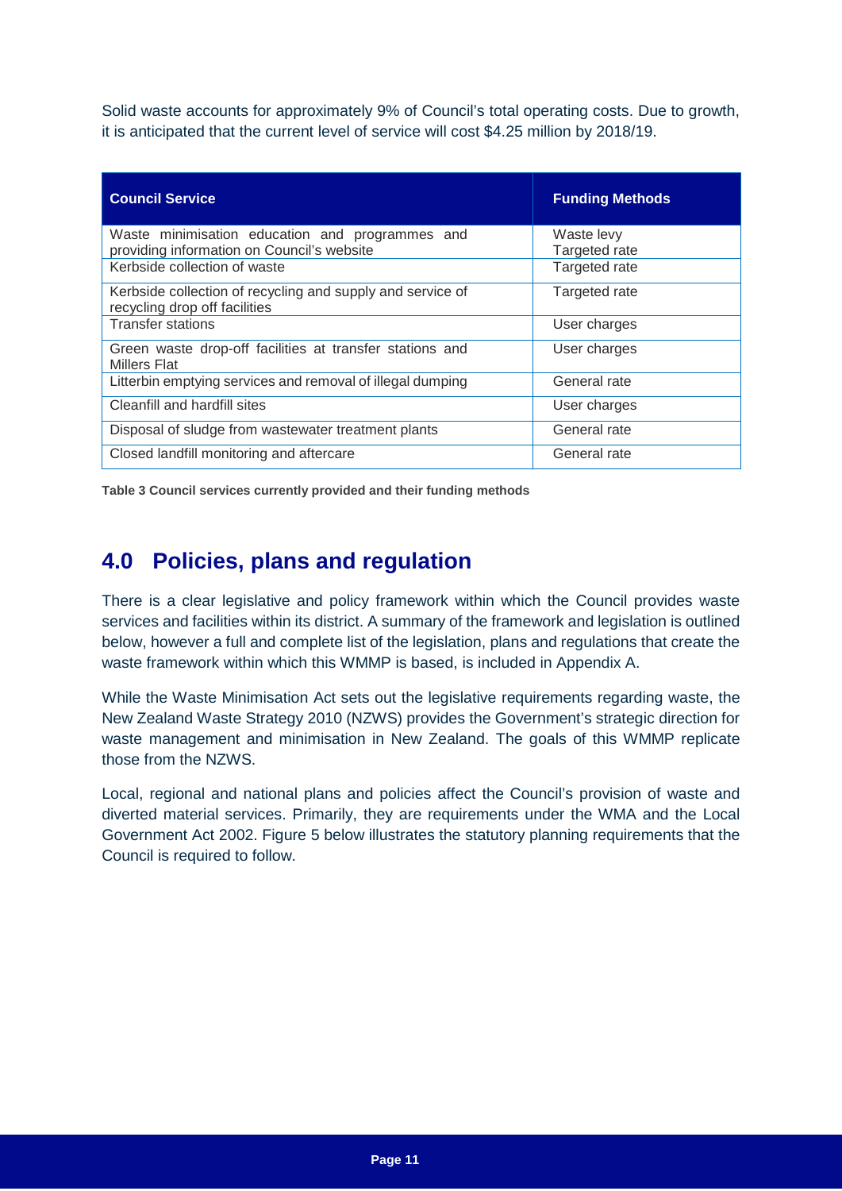Solid waste accounts for approximately 9% of Council's total operating costs. Due to growth, it is anticipated that the current level of service will cost $4.25 million by 2018/19.

| Council Service | Funding Methods |
| --- | --- |
| Waste minimisation education and programmes and providing information on Council's website | Waste levy<br>Targeted rate |
| Kerbside collection of waste | Targeted rate |
| Kerbside collection of recycling and supply and service of recycling drop off facilities | Targeted rate |
| Transfer stations | User charges |
| Green waste drop-off facilities at transfer stations and Millers Flat | User charges |
| Litterbin emptying services and removal of illegal dumping | General rate |
| Cleanfill and hardfill sites | User charges |
| Disposal of sludge from wastewater treatment plants | General rate |
| Closed landfill monitoring and aftercare | General rate |

**Table 3 Council services currently provided and their funding methods**

## 4.0 Policies, plans and regulation

There is a clear legislative and policy framework within which the Council provides waste services and facilities within its district. A summary of the framework and legislation is outlined below, however a full and complete list of the legislation, plans and regulations that create the waste framework within which this WMMP is based, is included in Appendix A.

While the Waste Minimisation Act sets out the legislative requirements regarding waste, the New Zealand Waste Strategy 2010 (NZWS) provides the Government's strategic direction for waste management and minimisation in New Zealand. The goals of this WMMP replicate those from the NZWS.

Local, regional and national plans and policies affect the Council's provision of waste and diverted material services. Primarily, they are requirements under the WMA and the Local Government Act 2002. Figure 5 below illustrates the statutory planning requirements that the Council is required to follow.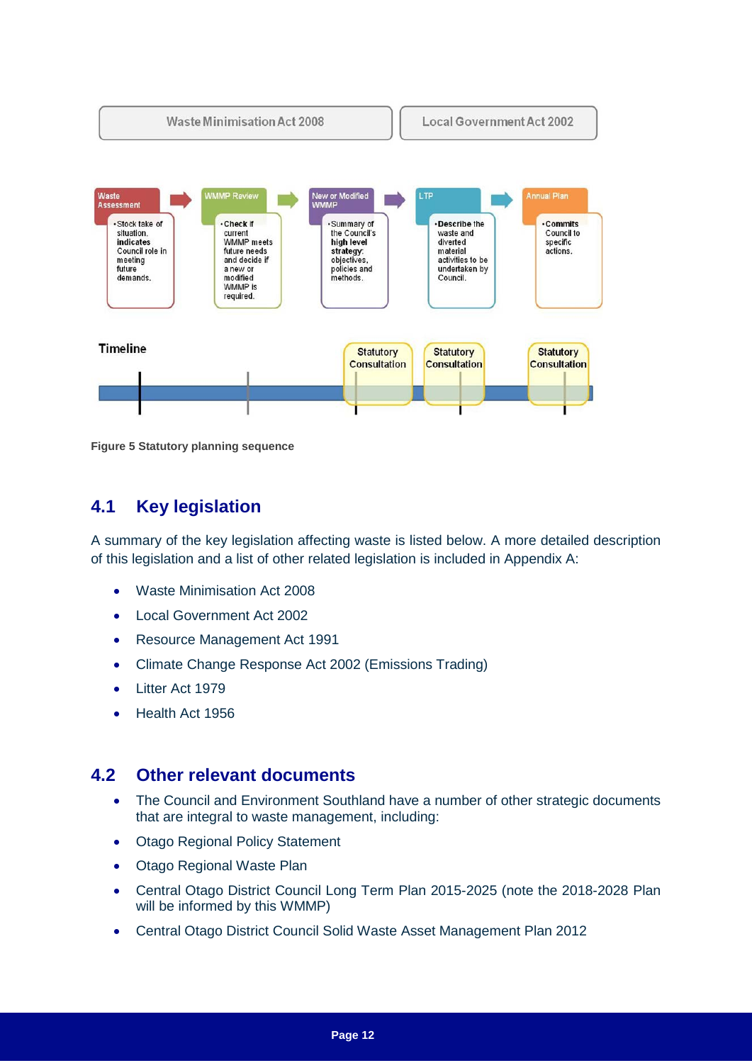Waste Minimisation Act 2008

Local Government Act 2002

**Waste Assessment**
- Stock take of situation. **indicates** Council role in meeting future demands.

**WMMP Review**
- **Check** if current WMMP meets future needs and decide if a new or modified WMMP is required.

**New or Modified WMMP**
- Summary of the Council's **high level strategy**: objectives, policies and methods.

**LTP**
- **Describe** the waste and diverted material activities to be undertaken by Council.

**Annual Plan**
- **Commits** Council to specific actions.

**Timeline**

Statutory Consultation | Statutory Consultation | Statutory Consultation

**Figure 5 Statutory planning sequence**

## 4.1 Key legislation

A summary of the key legislation affecting waste is listed below. A more detailed description of this legislation and a list of other related legislation is included in Appendix A:

- Waste Minimisation Act 2008
- Local Government Act 2002
- Resource Management Act 1991
- Climate Change Response Act 2002 (Emissions Trading)
- Litter Act 1979
- Health Act 1956

## 4.2 Other relevant documents

- The Council and Environment Southland have a number of other strategic documents that are integral to waste management, including:
- Otago Regional Policy Statement
- Otago Regional Waste Plan
- Central Otago District Council Long Term Plan 2015-2025 (note the 2018-2028 Plan will be informed by this WMMP)
- Central Otago District Council Solid Waste Asset Management Plan 2012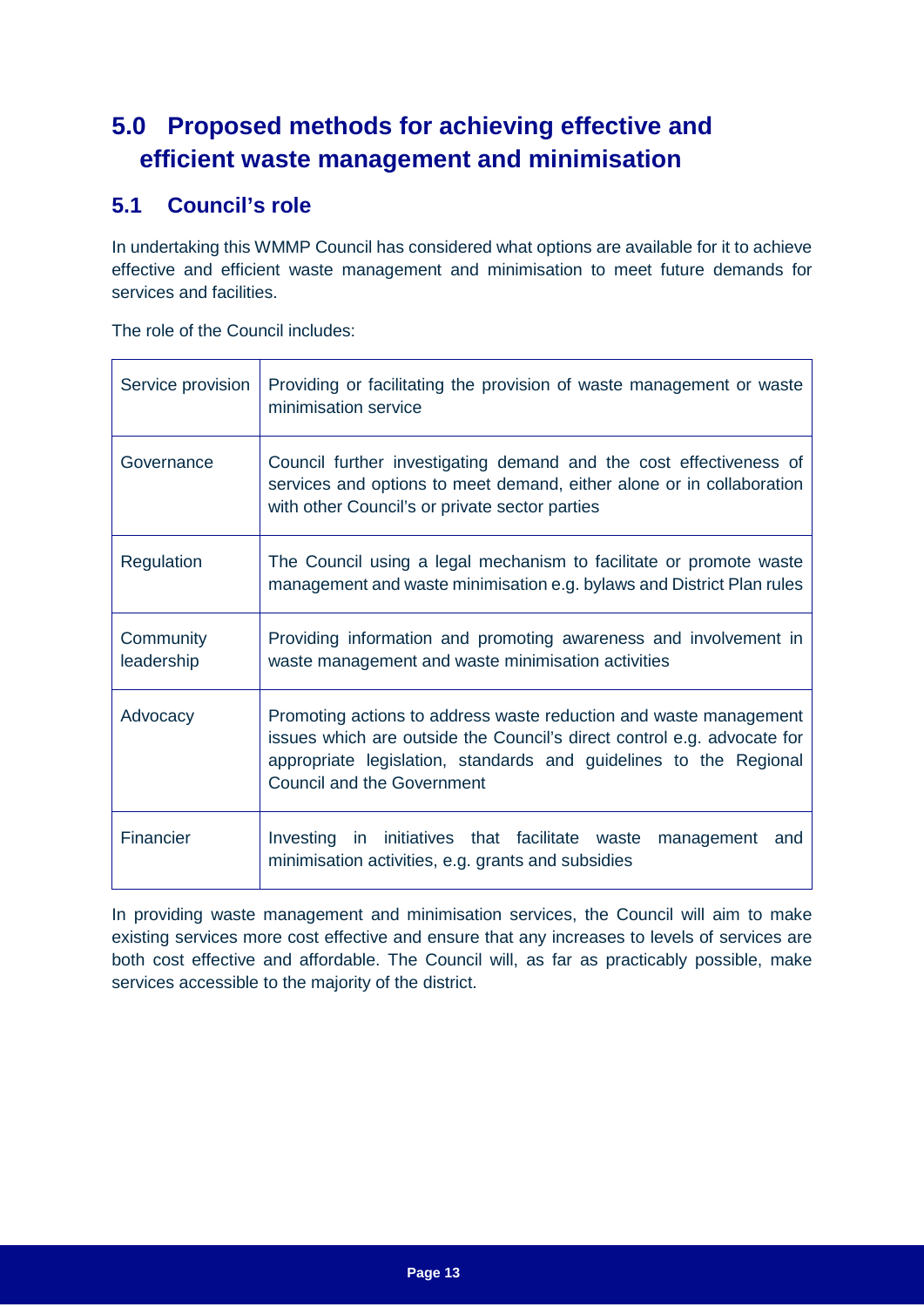# 5.0 Proposed methods for achieving effective and efficient waste management and minimisation

## 5.1 Council's role

In undertaking this WMMP Council has considered what options are available for it to achieve effective and efficient waste management and minimisation to meet future demands for services and facilities.

The role of the Council includes:

| | |
|---|---|
| Service provision | Providing or facilitating the provision of waste management or waste minimisation service |
| Governance | Council further investigating demand and the cost effectiveness of services and options to meet demand, either alone or in collaboration with other Council's or private sector parties |
| Regulation | The Council using a legal mechanism to facilitate or promote waste management and waste minimisation e.g. bylaws and District Plan rules |
| Community leadership | Providing information and promoting awareness and involvement in waste management and waste minimisation activities |
| Advocacy | Promoting actions to address waste reduction and waste management issues which are outside the Council's direct control e.g. advocate for appropriate legislation, standards and guidelines to the Regional Council and the Government |
| Financier | Investing in initiatives that facilitate waste management and minimisation activities, e.g. grants and subsidies |

In providing waste management and minimisation services, the Council will aim to make existing services more cost effective and ensure that any increases to levels of services are both cost effective and affordable. The Council will, as far as practicably possible, make services accessible to the majority of the district.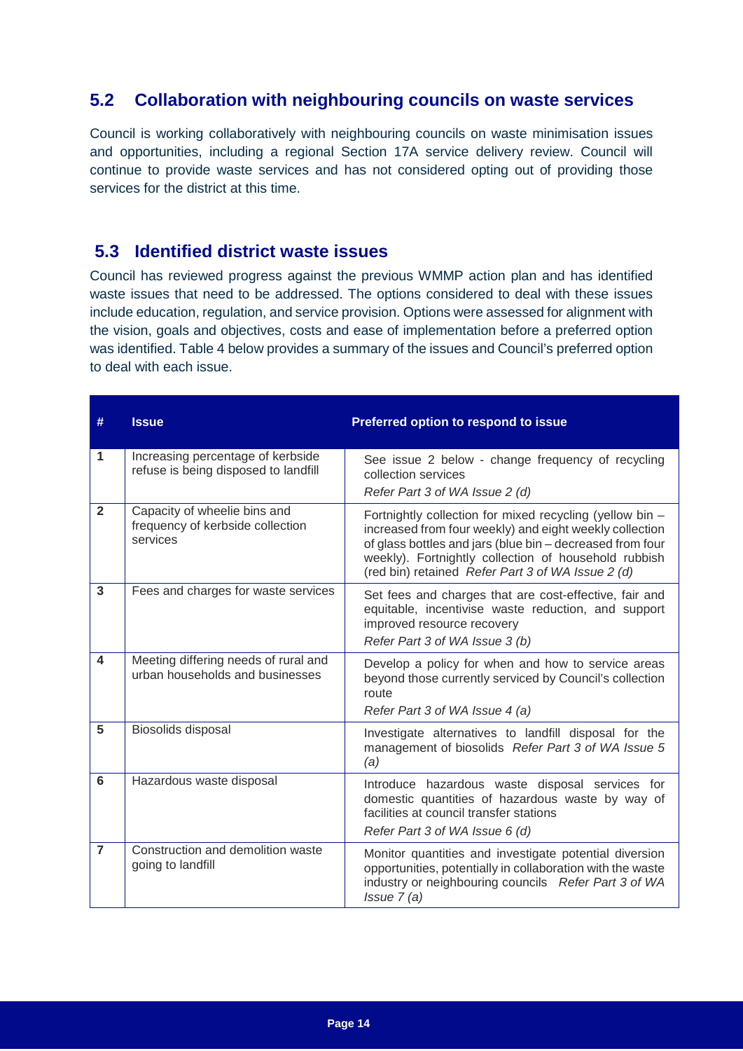## 5.2 Collaboration with neighbouring councils on waste services

Council is working collaboratively with neighbouring councils on waste minimisation issues and opportunities, including a regional Section 17A service delivery review. Council will continue to provide waste services and has not considered opting out of providing those services for the district at this time.

## 5.3 Identified district waste issues

Council has reviewed progress against the previous WMMP action plan and has identified waste issues that need to be addressed. The options considered to deal with these issues include education, regulation, and service provision. Options were assessed for alignment with the vision, goals and objectives, costs and ease of implementation before a preferred option was identified. Table 4 below provides a summary of the issues and Council's preferred option to deal with each issue.

| # | Issue | Preferred option to respond to issue |
|---|---|---|
| 1 | Increasing percentage of kerbside refuse is being disposed to landfill | See issue 2 below - change frequency of recycling collection services<br>*Refer Part 3 of WA Issue 2 (d)* |
| 2 | Capacity of wheelie bins and frequency of kerbside collection services | Fortnightly collection for mixed recycling (yellow bin – increased from four weekly) and eight weekly collection of glass bottles and jars (blue bin – decreased from four weekly). Fortnightly collection of household rubbish (red bin) retained *Refer Part 3 of WA Issue 2 (d)* |
| 3 | Fees and charges for waste services | Set fees and charges that are cost-effective, fair and equitable, incentivise waste reduction, and support improved resource recovery<br>*Refer Part 3 of WA Issue 3 (b)* |
| 4 | Meeting differing needs of rural and urban households and businesses | Develop a policy for when and how to service areas beyond those currently serviced by Council's collection route<br>*Refer Part 3 of WA Issue 4 (a)* |
| 5 | Biosolids disposal | Investigate alternatives to landfill disposal for the management of biosolids *Refer Part 3 of WA Issue 5 (a)* |
| 6 | Hazardous waste disposal | Introduce hazardous waste disposal services for domestic quantities of hazardous waste by way of facilities at council transfer stations<br>*Refer Part 3 of WA Issue 6 (d)* |
| 7 | Construction and demolition waste going to landfill | Monitor quantities and investigate potential diversion opportunities, potentially in collaboration with the waste industry or neighbouring councils *Refer Part 3 of WA Issue 7 (a)* |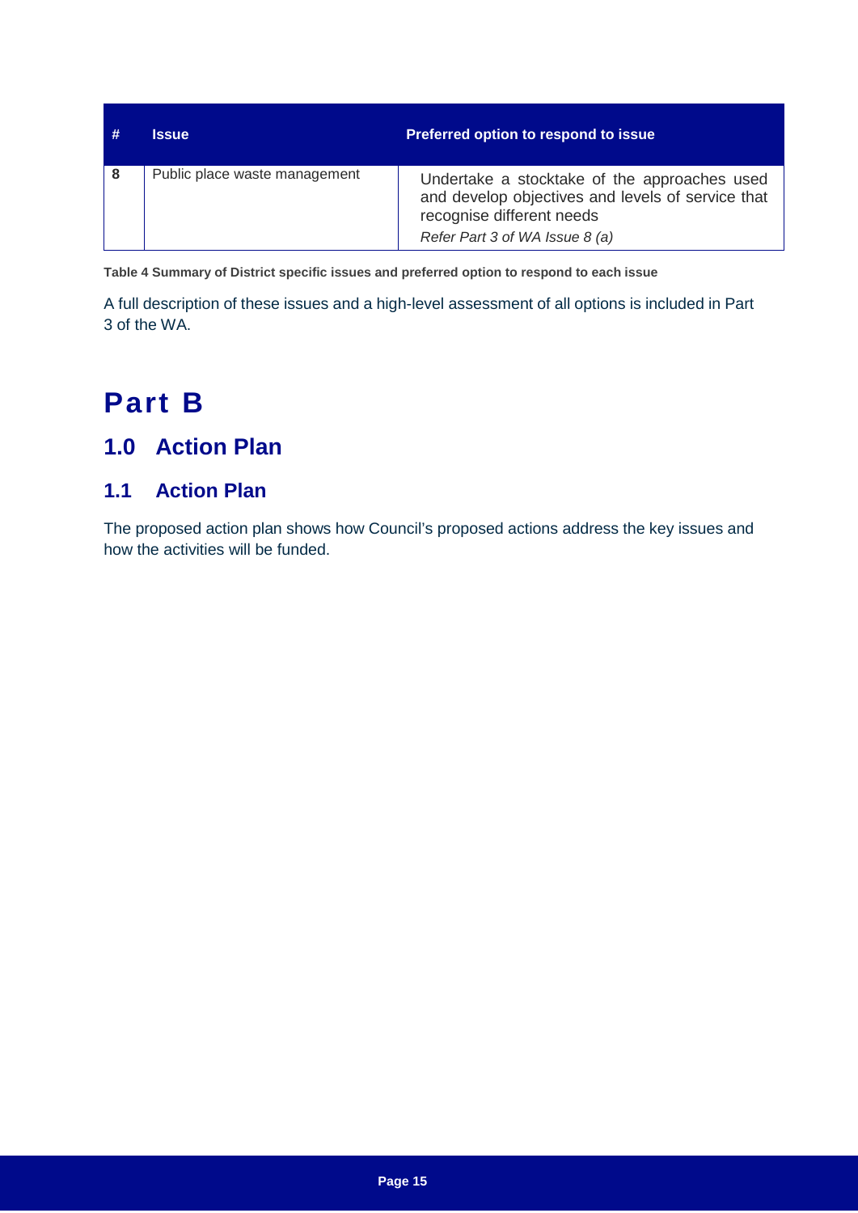| # | Issue | Preferred option to respond to issue |
|---|---|---|
| **8** | Public place waste management | Undertake a stocktake of the approaches used and develop objectives and levels of service that recognise different needs<br>*Refer Part 3 of WA Issue 8 (a)* |

**Table 4 Summary of District specific issues and preferred option to respond to each issue**

A full description of these issues and a high-level assessment of all options is included in Part 3 of the WA.

# Part B

## 1.0 Action Plan

### 1.1 Action Plan

The proposed action plan shows how Council's proposed actions address the key issues and how the activities will be funded.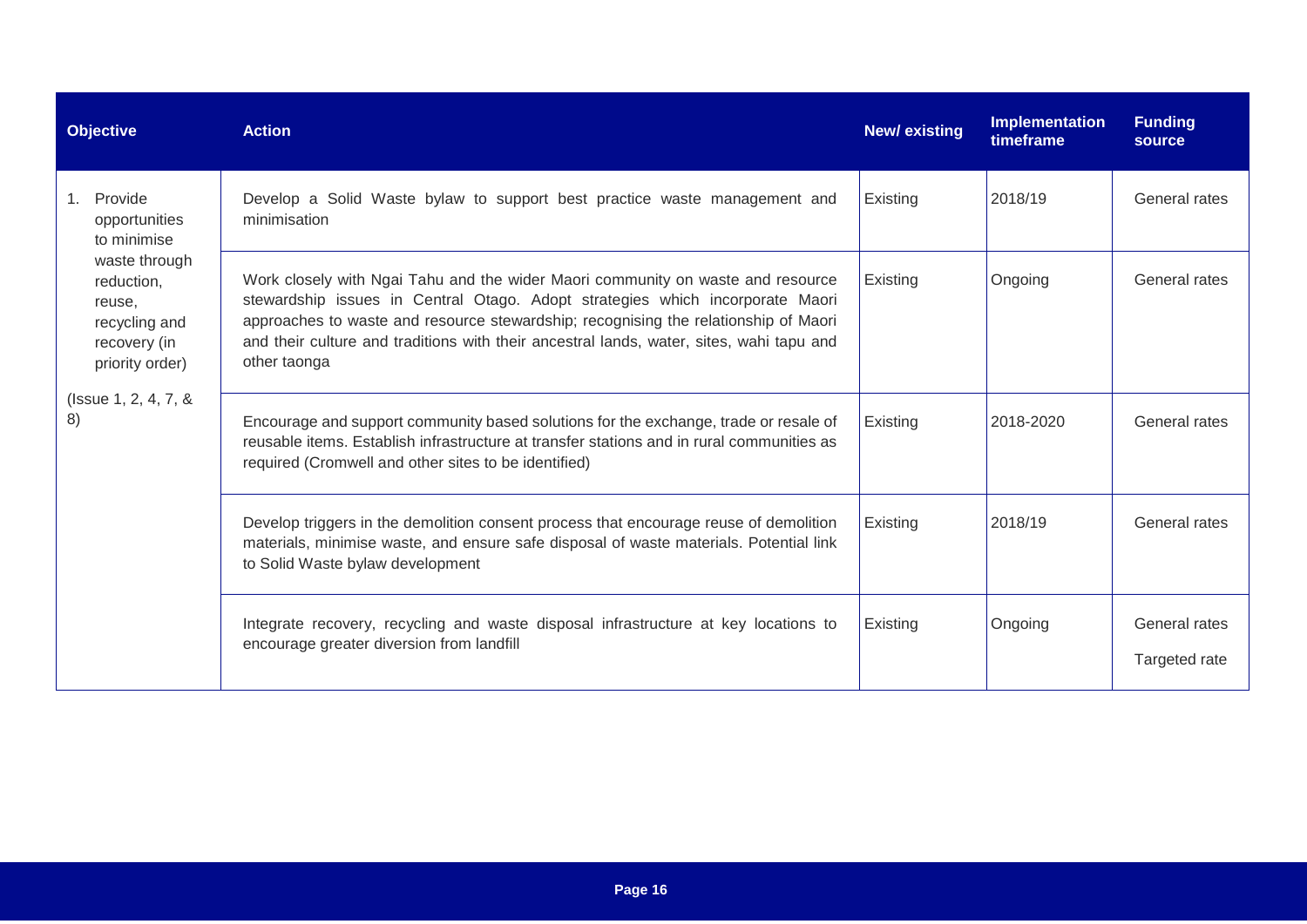| Objective | Action | New/ existing | Implementation timeframe | Funding source |
|---|---|---|---|---|
| 1. Provide opportunities to minimise waste through reduction, reuse, recycling and recovery (in priority order)<br><br>(Issue 1, 2, 4, 7, & 8) | Develop a Solid Waste bylaw to support best practice waste management and minimisation | Existing | 2018/19 | General rates |
| | Work closely with Ngai Tahu and the wider Maori community on waste and resource stewardship issues in Central Otago. Adopt strategies which incorporate Maori approaches to waste and resource stewardship; recognising the relationship of Maori and their culture and traditions with their ancestral lands, water, sites, wahi tapu and other taonga | Existing | Ongoing | General rates |
| | Encourage and support community based solutions for the exchange, trade or resale of reusable items. Establish infrastructure at transfer stations and in rural communities as required (Cromwell and other sites to be identified) | Existing | 2018-2020 | General rates |
| | Develop triggers in the demolition consent process that encourage reuse of demolition materials, minimise waste, and ensure safe disposal of waste materials. Potential link to Solid Waste bylaw development | Existing | 2018/19 | General rates |
| | Integrate recovery, recycling and waste disposal infrastructure at key locations to encourage greater diversion from landfill | Existing | Ongoing | General rates<br><br>Targeted rate |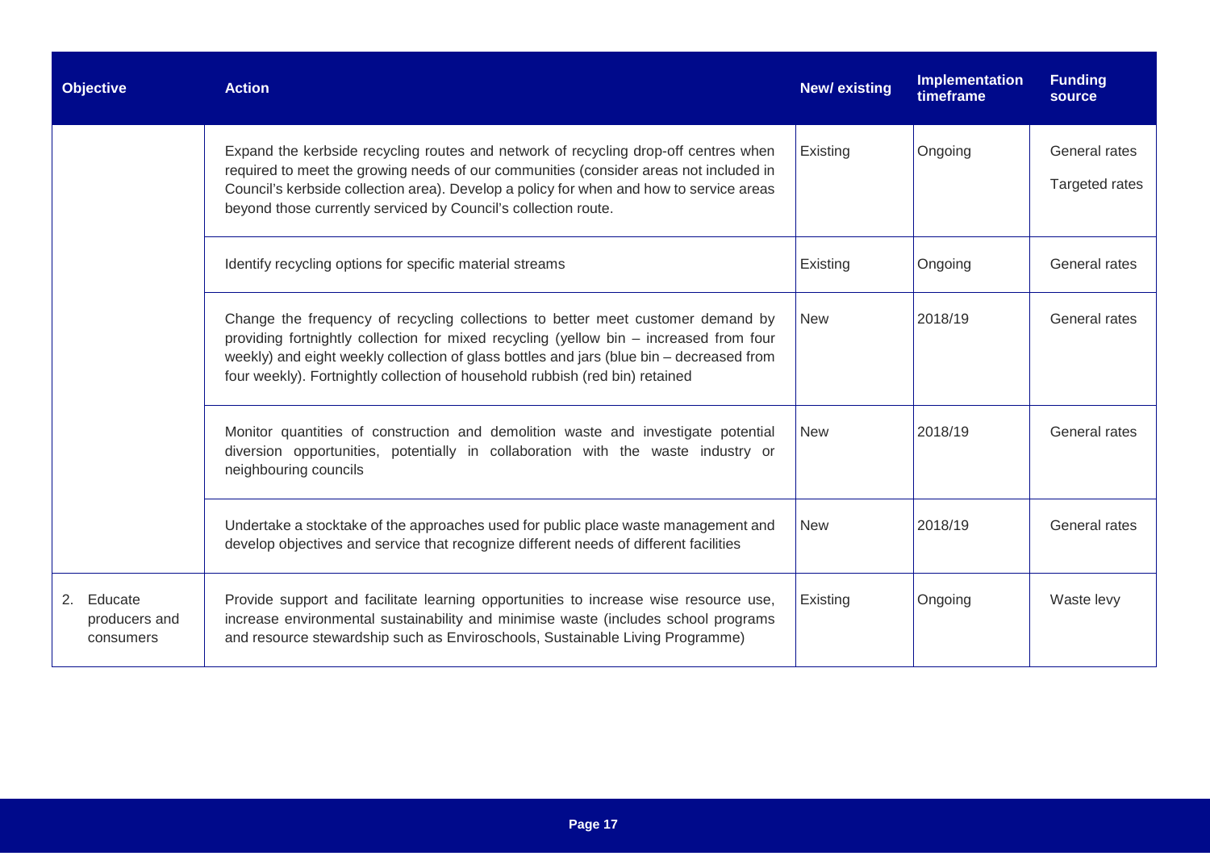| Objective | Action | New/ existing | Implementation timeframe | Funding source |
|---|---|---|---|---|
| | Expand the kerbside recycling routes and network of recycling drop-off centres when required to meet the growing needs of our communities (consider areas not included in Council's kerbside collection area). Develop a policy for when and how to service areas beyond those currently serviced by Council's collection route. | Existing | Ongoing | General rates<br><br>Targeted rates |
| | Identify recycling options for specific material streams | Existing | Ongoing | General rates |
| | Change the frequency of recycling collections to better meet customer demand by providing fortnightly collection for mixed recycling (yellow bin – increased from four weekly) and eight weekly collection of glass bottles and jars (blue bin – decreased from four weekly). Fortnightly collection of household rubbish (red bin) retained | New | 2018/19 | General rates |
| | Monitor quantities of construction and demolition waste and investigate potential diversion opportunities, potentially in collaboration with the waste industry or neighbouring councils | New | 2018/19 | General rates |
| | Undertake a stocktake of the approaches used for public place waste management and develop objectives and service that recognize different needs of different facilities | New | 2018/19 | General rates |
| 2. Educate producers and consumers | Provide support and facilitate learning opportunities to increase wise resource use, increase environmental sustainability and minimise waste (includes school programs and resource stewardship such as Enviroschools, Sustainable Living Programme) | Existing | Ongoing | Waste levy |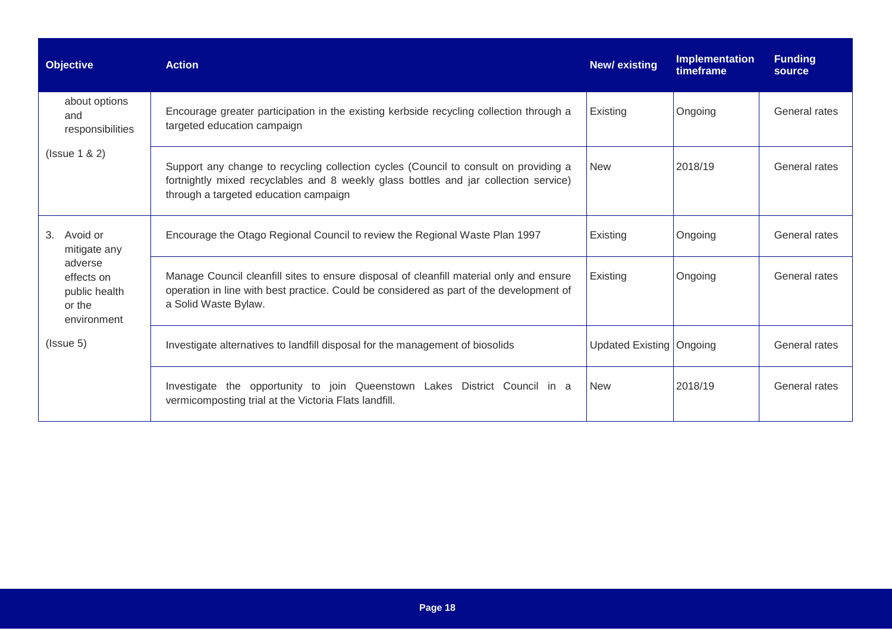| Objective | Action | New/ existing | Implementation timeframe | Funding source |
|---|---|---|---|---|
| about options and responsibilities (Issue 1 & 2) | Encourage greater participation in the existing kerbside recycling collection through a targeted education campaign | Existing | Ongoing | General rates |
| | Support any change to recycling collection cycles (Council to consult on providing a fortnightly mixed recyclables and 8 weekly glass bottles and jar collection service) through a targeted education campaign | New | 2018/19 | General rates |
| 3. Avoid or mitigate any adverse effects on public health or the environment (Issue 5) | Encourage the Otago Regional Council to review the Regional Waste Plan 1997 | Existing | Ongoing | General rates |
| | Manage Council cleanfill sites to ensure disposal of cleanfill material only and ensure operation in line with best practice. Could be considered as part of the development of a Solid Waste Bylaw. | Existing | Ongoing | General rates |
| | Investigate alternatives to landfill disposal for the management of biosolids | Updated Existing | Ongoing | General rates |
| | Investigate the opportunity to join Queenstown Lakes District Council in a vermicomposting trial at the Victoria Flats landfill. | New | 2018/19 | General rates |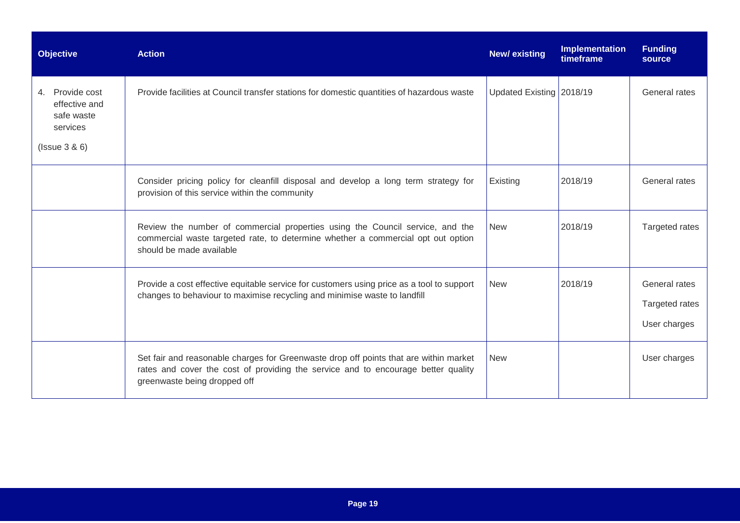| Objective | Action | New/ existing | Implementation timeframe | Funding source |
|---|---|---|---|---|
| 4. Provide cost effective and safe waste services<br><br>(Issue 3 & 6) | Provide facilities at Council transfer stations for domestic quantities of hazardous waste | Updated Existing | 2018/19 | General rates |
| | Consider pricing policy for cleanfill disposal and develop a long term strategy for provision of this service within the community | Existing | 2018/19 | General rates |
| | Review the number of commercial properties using the Council service, and the commercial waste targeted rate, to determine whether a commercial opt out option should be made available | New | 2018/19 | Targeted rates |
| | Provide a cost effective equitable service for customers using price as a tool to support changes to behaviour to maximise recycling and minimise waste to landfill | New | 2018/19 | General rates<br><br>Targeted rates<br><br>User charges |
| | Set fair and reasonable charges for Greenwaste drop off points that are within market rates and cover the cost of providing the service and to encourage better quality greenwaste being dropped off | New | | User charges |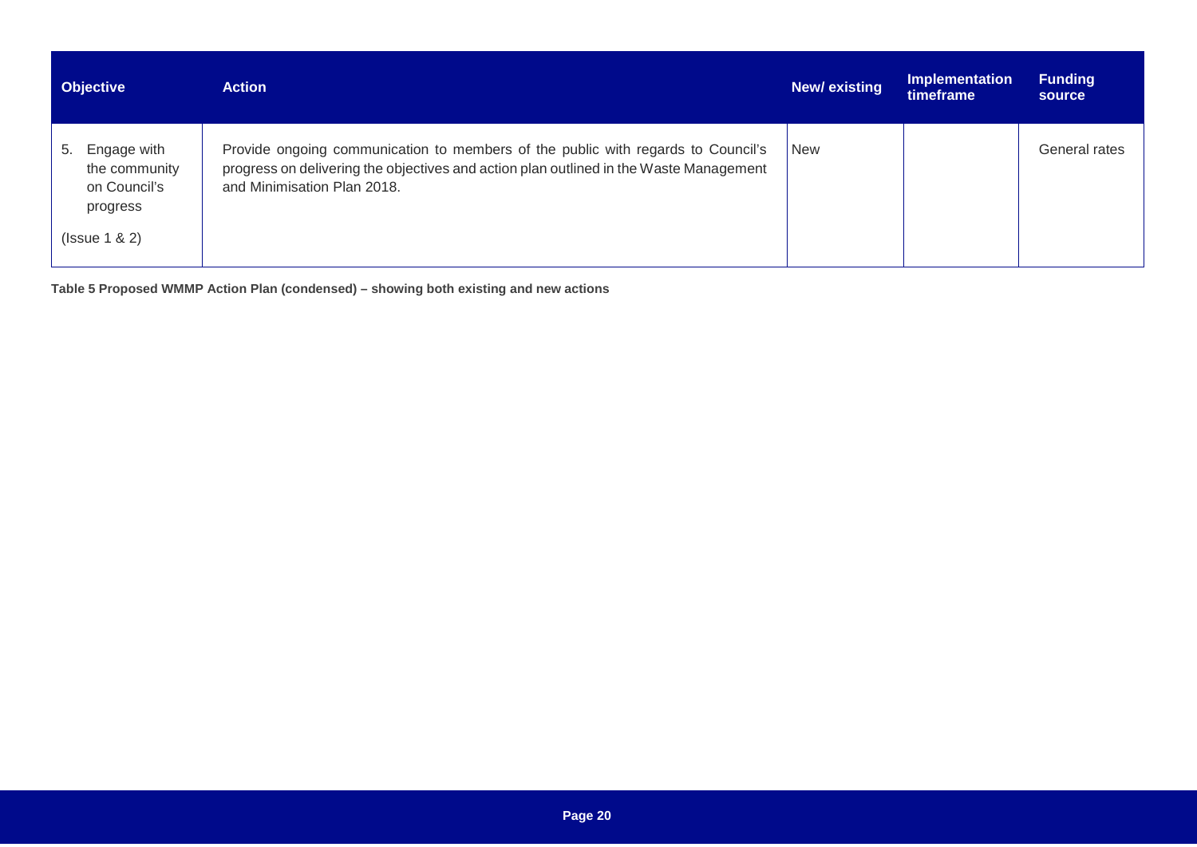| Objective | Action | New/ existing | Implementation timeframe | Funding source |
| --- | --- | --- | --- | --- |
| 5. Engage with the community on Council's progress (Issue 1 & 2) | Provide ongoing communication to members of the public with regards to Council's progress on delivering the objectives and action plan outlined in the Waste Management and Minimisation Plan 2018. | New | | General rates |

**Table 5 Proposed WMMP Action Plan (condensed) – showing both existing and new actions**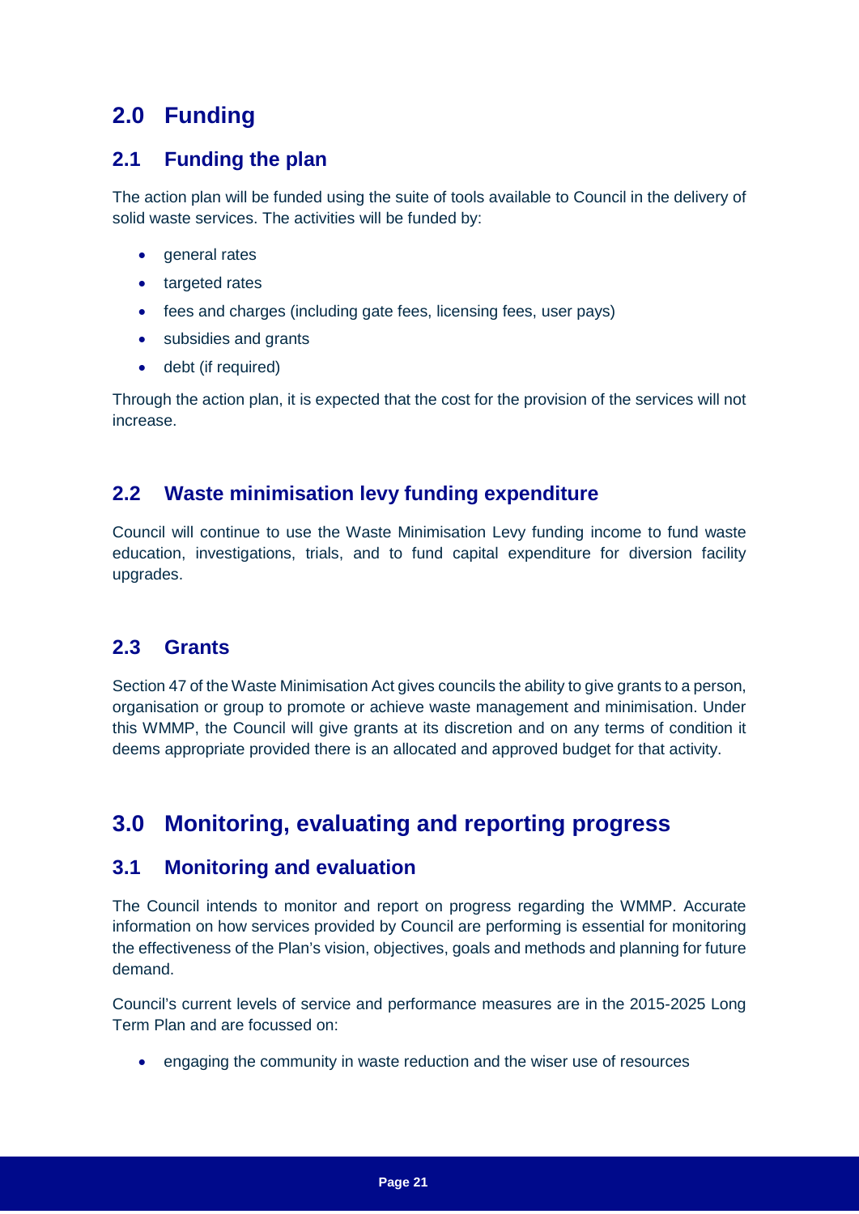# 2.0 Funding

## 2.1 Funding the plan

The action plan will be funded using the suite of tools available to Council in the delivery of solid waste services. The activities will be funded by:

- general rates
- targeted rates
- fees and charges (including gate fees, licensing fees, user pays)
- subsidies and grants
- debt (if required)

Through the action plan, it is expected that the cost for the provision of the services will not increase.

## 2.2 Waste minimisation levy funding expenditure

Council will continue to use the Waste Minimisation Levy funding income to fund waste education, investigations, trials, and to fund capital expenditure for diversion facility upgrades.

## 2.3 Grants

Section 47 of the Waste Minimisation Act gives councils the ability to give grants to a person, organisation or group to promote or achieve waste management and minimisation. Under this WMMP, the Council will give grants at its discretion and on any terms of condition it deems appropriate provided there is an allocated and approved budget for that activity.

# 3.0 Monitoring, evaluating and reporting progress

## 3.1 Monitoring and evaluation

The Council intends to monitor and report on progress regarding the WMMP. Accurate information on how services provided by Council are performing is essential for monitoring the effectiveness of the Plan's vision, objectives, goals and methods and planning for future demand.

Council's current levels of service and performance measures are in the 2015-2025 Long Term Plan and are focussed on:

- engaging the community in waste reduction and the wiser use of resources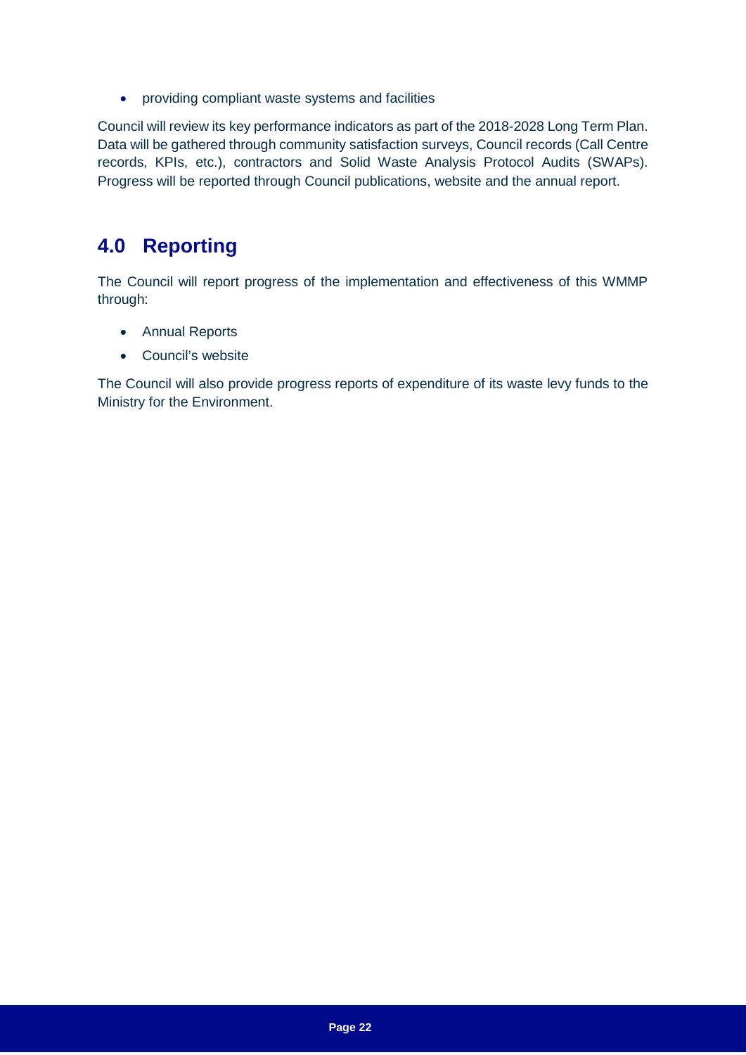- providing compliant waste systems and facilities

Council will review its key performance indicators as part of the 2018-2028 Long Term Plan. Data will be gathered through community satisfaction surveys, Council records (Call Centre records, KPIs, etc.), contractors and Solid Waste Analysis Protocol Audits (SWAPs). Progress will be reported through Council publications, website and the annual report.

# 4.0 Reporting

The Council will report progress of the implementation and effectiveness of this WMMP through:

- Annual Reports
- Council's website

The Council will also provide progress reports of expenditure of its waste levy funds to the Ministry for the Environment.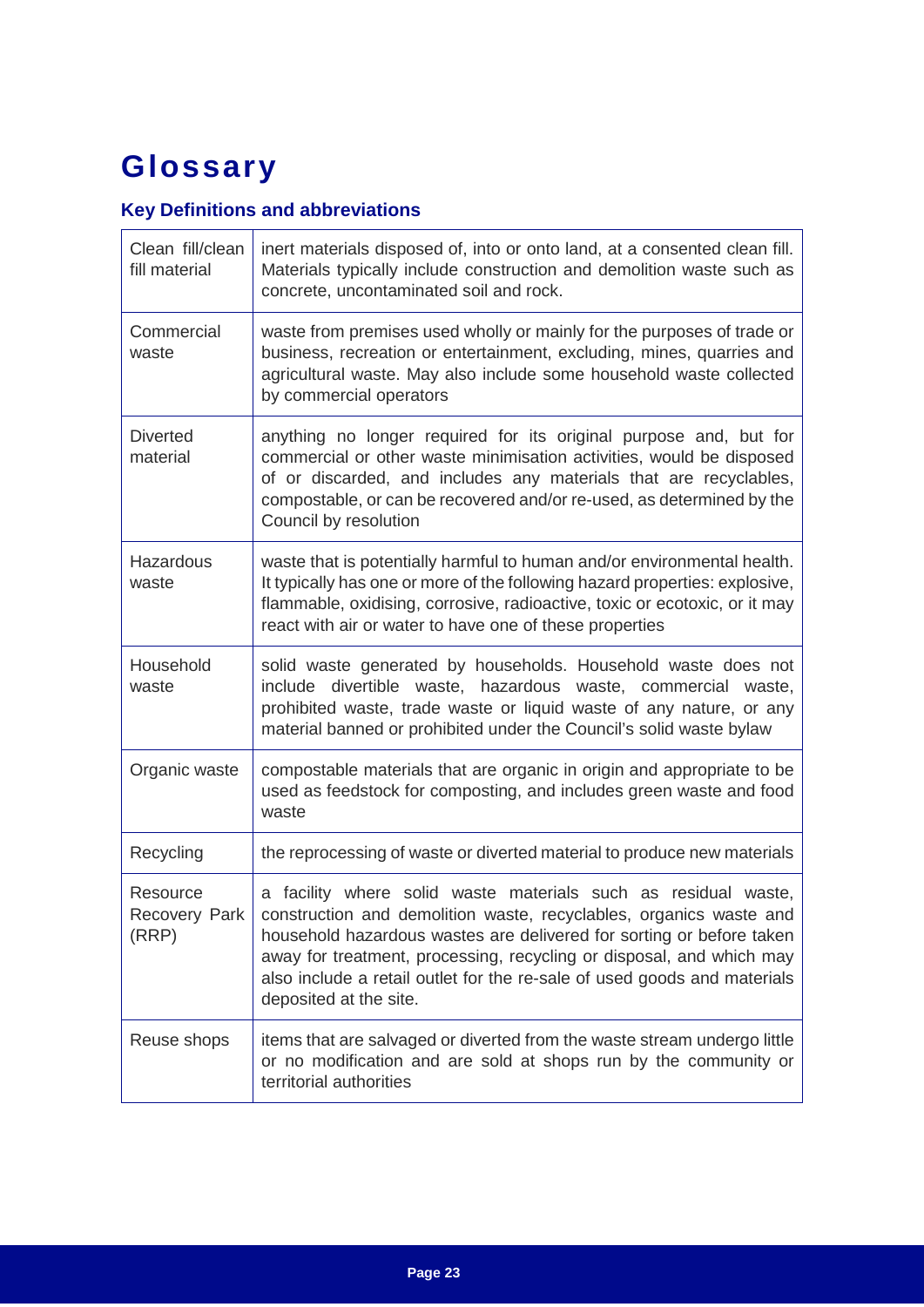# Glossary

## Key Definitions and abbreviations

| Term | Definition |
|---|---|
| Clean fill/clean fill material | inert materials disposed of, into or onto land, at a consented clean fill. Materials typically include construction and demolition waste such as concrete, uncontaminated soil and rock. |
| Commercial waste | waste from premises used wholly or mainly for the purposes of trade or business, recreation or entertainment, excluding, mines, quarries and agricultural waste. May also include some household waste collected by commercial operators |
| Diverted material | anything no longer required for its original purpose and, but for commercial or other waste minimisation activities, would be disposed of or discarded, and includes any materials that are recyclables, compostable, or can be recovered and/or re-used, as determined by the Council by resolution |
| Hazardous waste | waste that is potentially harmful to human and/or environmental health. It typically has one or more of the following hazard properties: explosive, flammable, oxidising, corrosive, radioactive, toxic or ecotoxic, or it may react with air or water to have one of these properties |
| Household waste | solid waste generated by households. Household waste does not include divertible waste, hazardous waste, commercial waste, prohibited waste, trade waste or liquid waste of any nature, or any material banned or prohibited under the Council's solid waste bylaw |
| Organic waste | compostable materials that are organic in origin and appropriate to be used as feedstock for composting, and includes green waste and food waste |
| Recycling | the reprocessing of waste or diverted material to produce new materials |
| Resource Recovery Park (RRP) | a facility where solid waste materials such as residual waste, construction and demolition waste, recyclables, organics waste and household hazardous wastes are delivered for sorting or before taken away for treatment, processing, recycling or disposal, and which may also include a retail outlet for the re-sale of used goods and materials deposited at the site. |
| Reuse shops | items that are salvaged or diverted from the waste stream undergo little or no modification and are sold at shops run by the community or territorial authorities |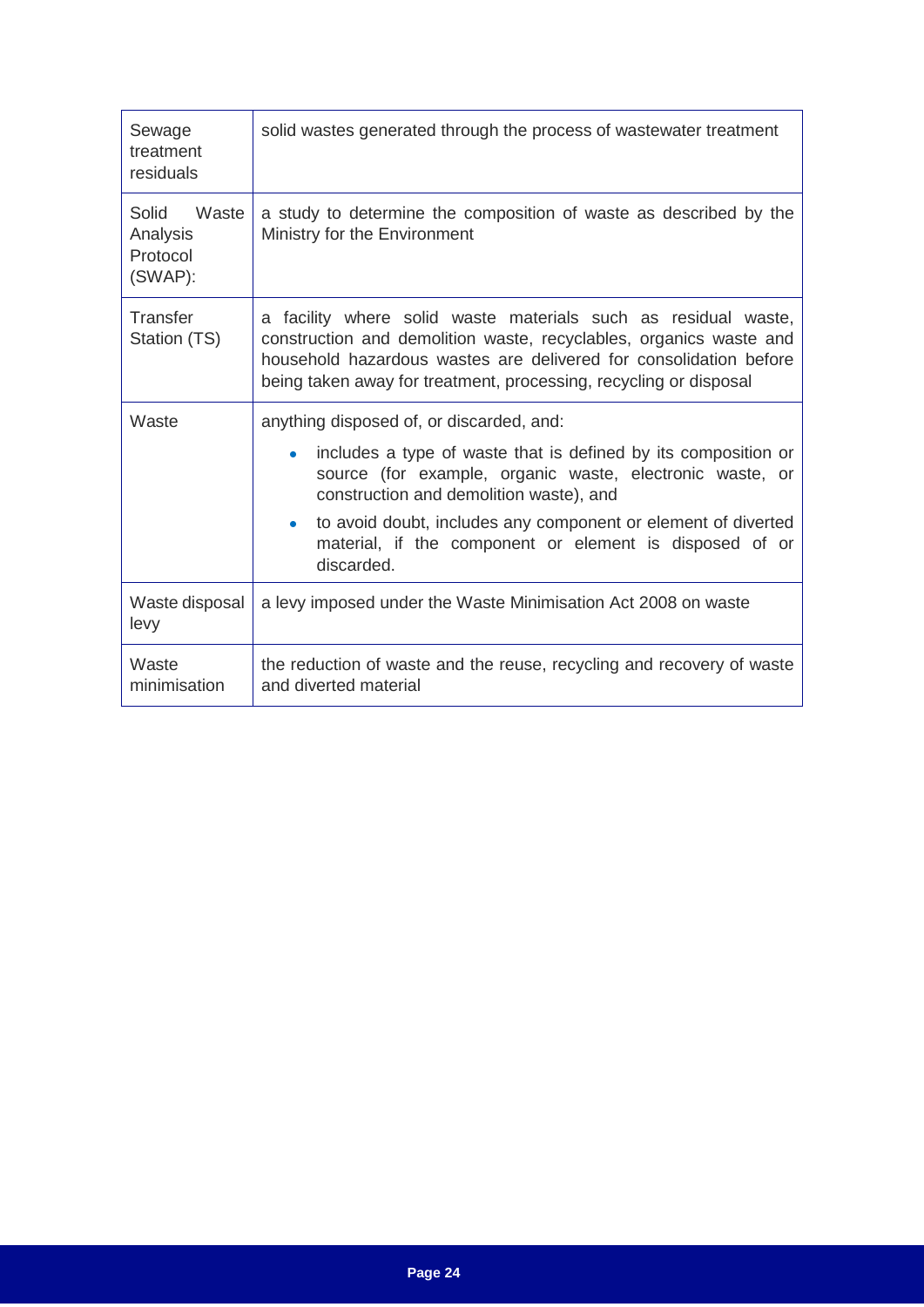| | |
|---|---|
| Sewage treatment residuals | solid wastes generated through the process of wastewater treatment |
| Solid Waste Analysis Protocol (SWAP): | a study to determine the composition of waste as described by the Ministry for the Environment |
| Transfer Station (TS) | a facility where solid waste materials such as residual waste, construction and demolition waste, recyclables, organics waste and household hazardous wastes are delivered for consolidation before being taken away for treatment, processing, recycling or disposal |
| Waste | anything disposed of, or discarded, and:<br>• includes a type of waste that is defined by its composition or source (for example, organic waste, electronic waste, or construction and demolition waste), and<br>• to avoid doubt, includes any component or element of diverted material, if the component or element is disposed of or discarded. |
| Waste disposal levy | a levy imposed under the Waste Minimisation Act 2008 on waste |
| Waste minimisation | the reduction of waste and the reuse, recycling and recovery of waste and diverted material |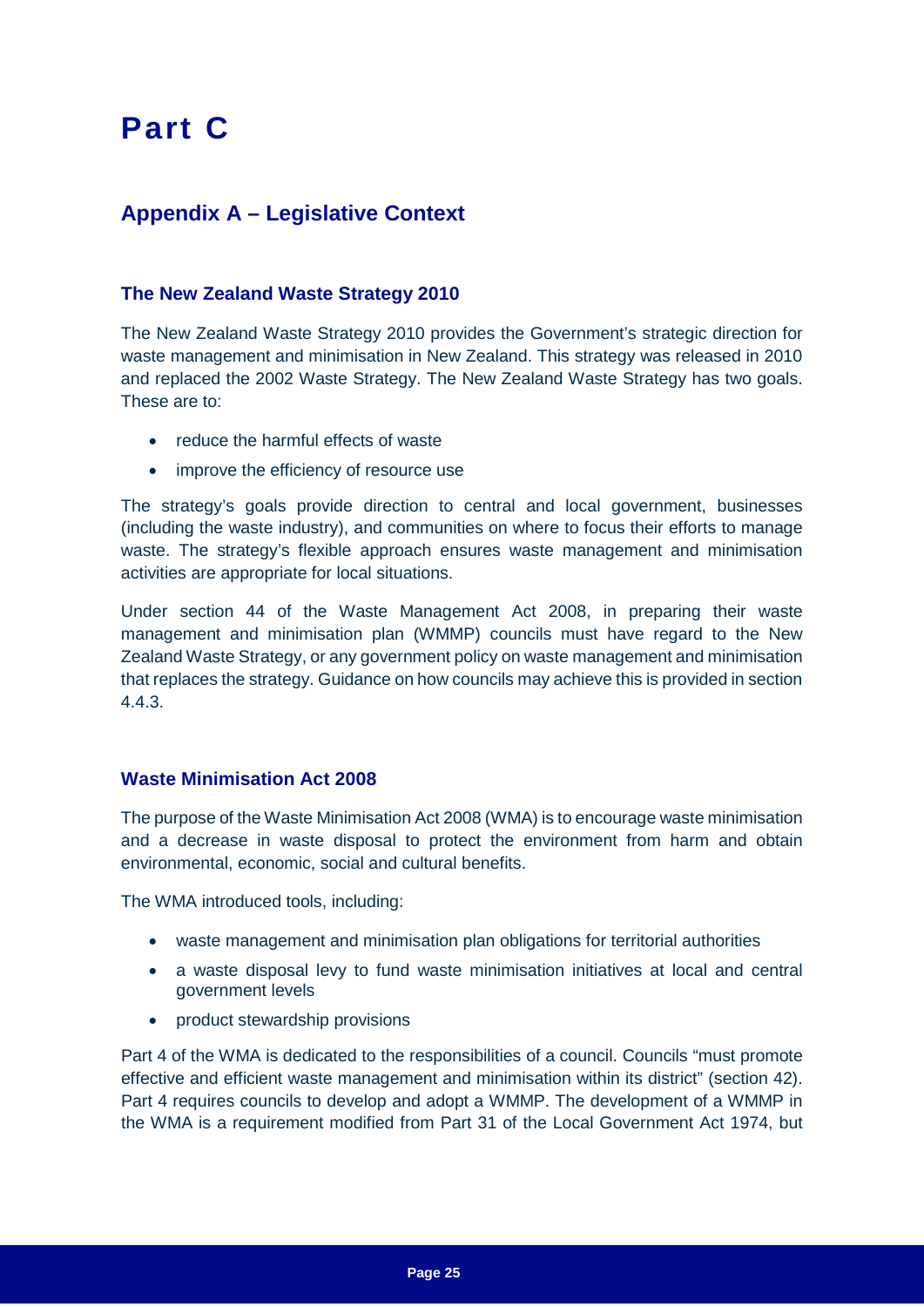# Part C

## Appendix A – Legislative Context

### The New Zealand Waste Strategy 2010

The New Zealand Waste Strategy 2010 provides the Government's strategic direction for waste management and minimisation in New Zealand. This strategy was released in 2010 and replaced the 2002 Waste Strategy. The New Zealand Waste Strategy has two goals. These are to:

- reduce the harmful effects of waste
- improve the efficiency of resource use

The strategy's goals provide direction to central and local government, businesses (including the waste industry), and communities on where to focus their efforts to manage waste. The strategy's flexible approach ensures waste management and minimisation activities are appropriate for local situations.

Under section 44 of the Waste Management Act 2008, in preparing their waste management and minimisation plan (WMMP) councils must have regard to the New Zealand Waste Strategy, or any government policy on waste management and minimisation that replaces the strategy. Guidance on how councils may achieve this is provided in section 4.4.3.

### Waste Minimisation Act 2008

The purpose of the Waste Minimisation Act 2008 (WMA) is to encourage waste minimisation and a decrease in waste disposal to protect the environment from harm and obtain environmental, economic, social and cultural benefits.

The WMA introduced tools, including:

- waste management and minimisation plan obligations for territorial authorities
- a waste disposal levy to fund waste minimisation initiatives at local and central government levels
- product stewardship provisions

Part 4 of the WMA is dedicated to the responsibilities of a council. Councils "must promote effective and efficient waste management and minimisation within its district" (section 42). Part 4 requires councils to develop and adopt a WMMP. The development of a WMMP in the WMA is a requirement modified from Part 31 of the Local Government Act 1974, but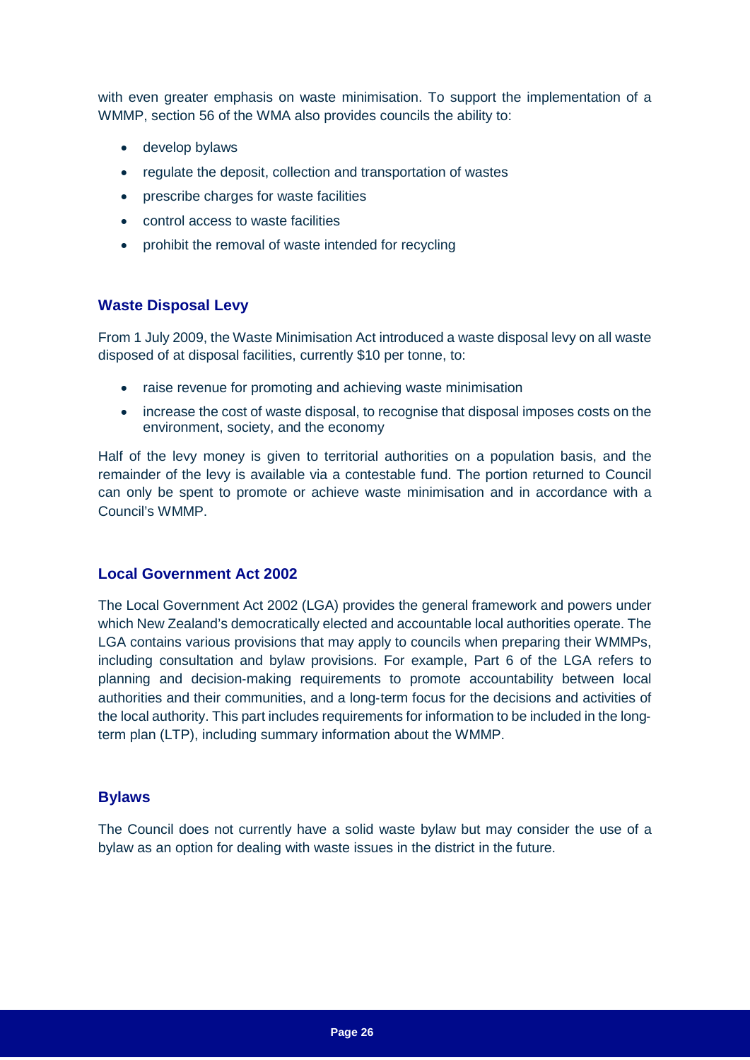with even greater emphasis on waste minimisation. To support the implementation of a WMMP, section 56 of the WMA also provides councils the ability to:

- develop bylaws
- regulate the deposit, collection and transportation of wastes
- prescribe charges for waste facilities
- control access to waste facilities
- prohibit the removal of waste intended for recycling

## Waste Disposal Levy

From 1 July 2009, the Waste Minimisation Act introduced a waste disposal levy on all waste disposed of at disposal facilities, currently $10 per tonne, to:

- raise revenue for promoting and achieving waste minimisation
- increase the cost of waste disposal, to recognise that disposal imposes costs on the environment, society, and the economy

Half of the levy money is given to territorial authorities on a population basis, and the remainder of the levy is available via a contestable fund. The portion returned to Council can only be spent to promote or achieve waste minimisation and in accordance with a Council's WMMP.

## Local Government Act 2002

The Local Government Act 2002 (LGA) provides the general framework and powers under which New Zealand's democratically elected and accountable local authorities operate. The LGA contains various provisions that may apply to councils when preparing their WMMPs, including consultation and bylaw provisions. For example, Part 6 of the LGA refers to planning and decision-making requirements to promote accountability between local authorities and their communities, and a long-term focus for the decisions and activities of the local authority. This part includes requirements for information to be included in the long-term plan (LTP), including summary information about the WMMP.

## Bylaws

The Council does not currently have a solid waste bylaw but may consider the use of a bylaw as an option for dealing with waste issues in the district in the future.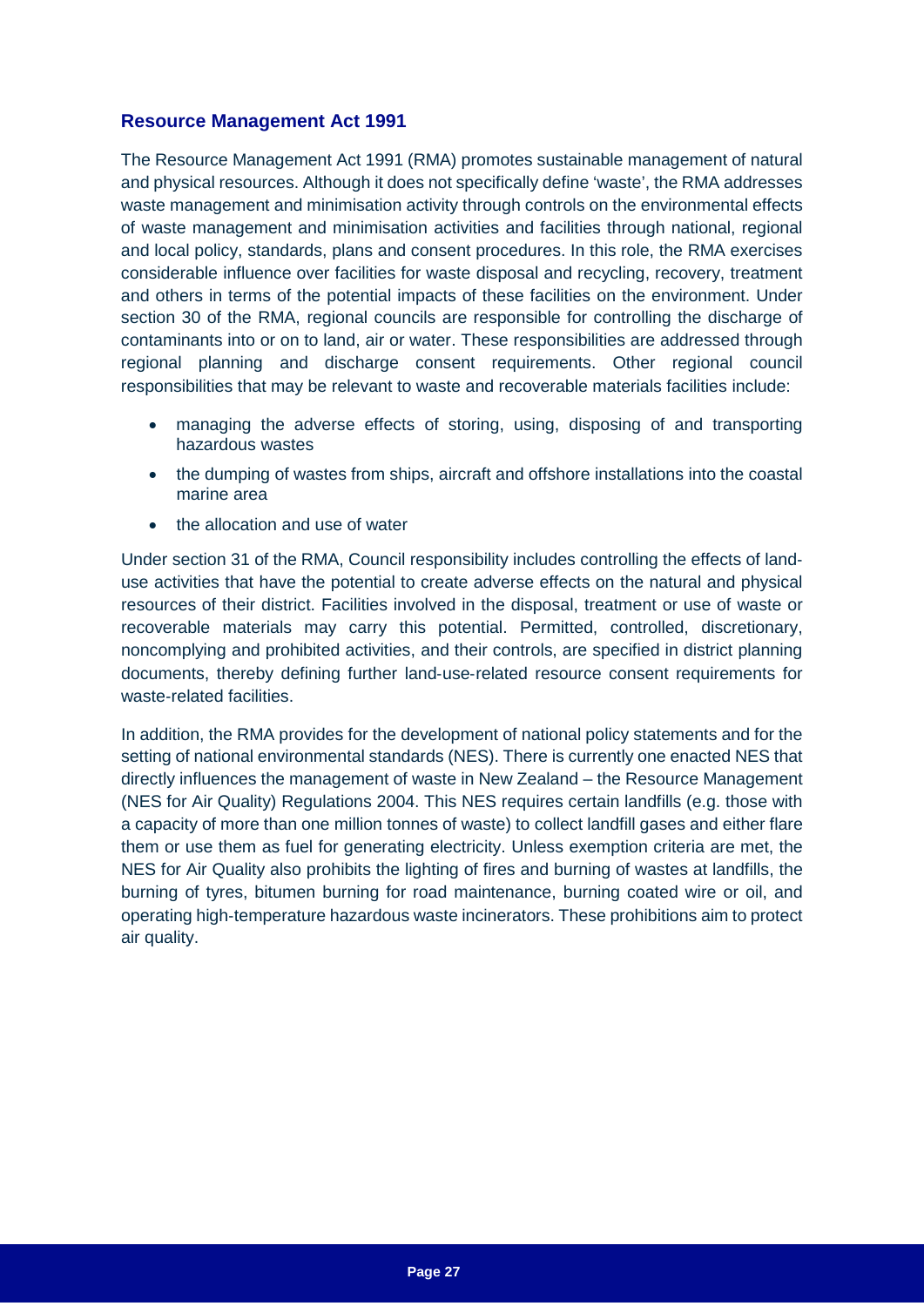## Resource Management Act 1991

The Resource Management Act 1991 (RMA) promotes sustainable management of natural and physical resources. Although it does not specifically define 'waste', the RMA addresses waste management and minimisation activity through controls on the environmental effects of waste management and minimisation activities and facilities through national, regional and local policy, standards, plans and consent procedures. In this role, the RMA exercises considerable influence over facilities for waste disposal and recycling, recovery, treatment and others in terms of the potential impacts of these facilities on the environment. Under section 30 of the RMA, regional councils are responsible for controlling the discharge of contaminants into or on to land, air or water. These responsibilities are addressed through regional planning and discharge consent requirements. Other regional council responsibilities that may be relevant to waste and recoverable materials facilities include:

- managing the adverse effects of storing, using, disposing of and transporting hazardous wastes
- the dumping of wastes from ships, aircraft and offshore installations into the coastal marine area
- the allocation and use of water

Under section 31 of the RMA, Council responsibility includes controlling the effects of land-use activities that have the potential to create adverse effects on the natural and physical resources of their district. Facilities involved in the disposal, treatment or use of waste or recoverable materials may carry this potential. Permitted, controlled, discretionary, noncomplying and prohibited activities, and their controls, are specified in district planning documents, thereby defining further land-use-related resource consent requirements for waste-related facilities.

In addition, the RMA provides for the development of national policy statements and for the setting of national environmental standards (NES). There is currently one enacted NES that directly influences the management of waste in New Zealand – the Resource Management (NES for Air Quality) Regulations 2004. This NES requires certain landfills (e.g. those with a capacity of more than one million tonnes of waste) to collect landfill gases and either flare them or use them as fuel for generating electricity. Unless exemption criteria are met, the NES for Air Quality also prohibits the lighting of fires and burning of wastes at landfills, the burning of tyres, bitumen burning for road maintenance, burning coated wire or oil, and operating high-temperature hazardous waste incinerators. These prohibitions aim to protect air quality.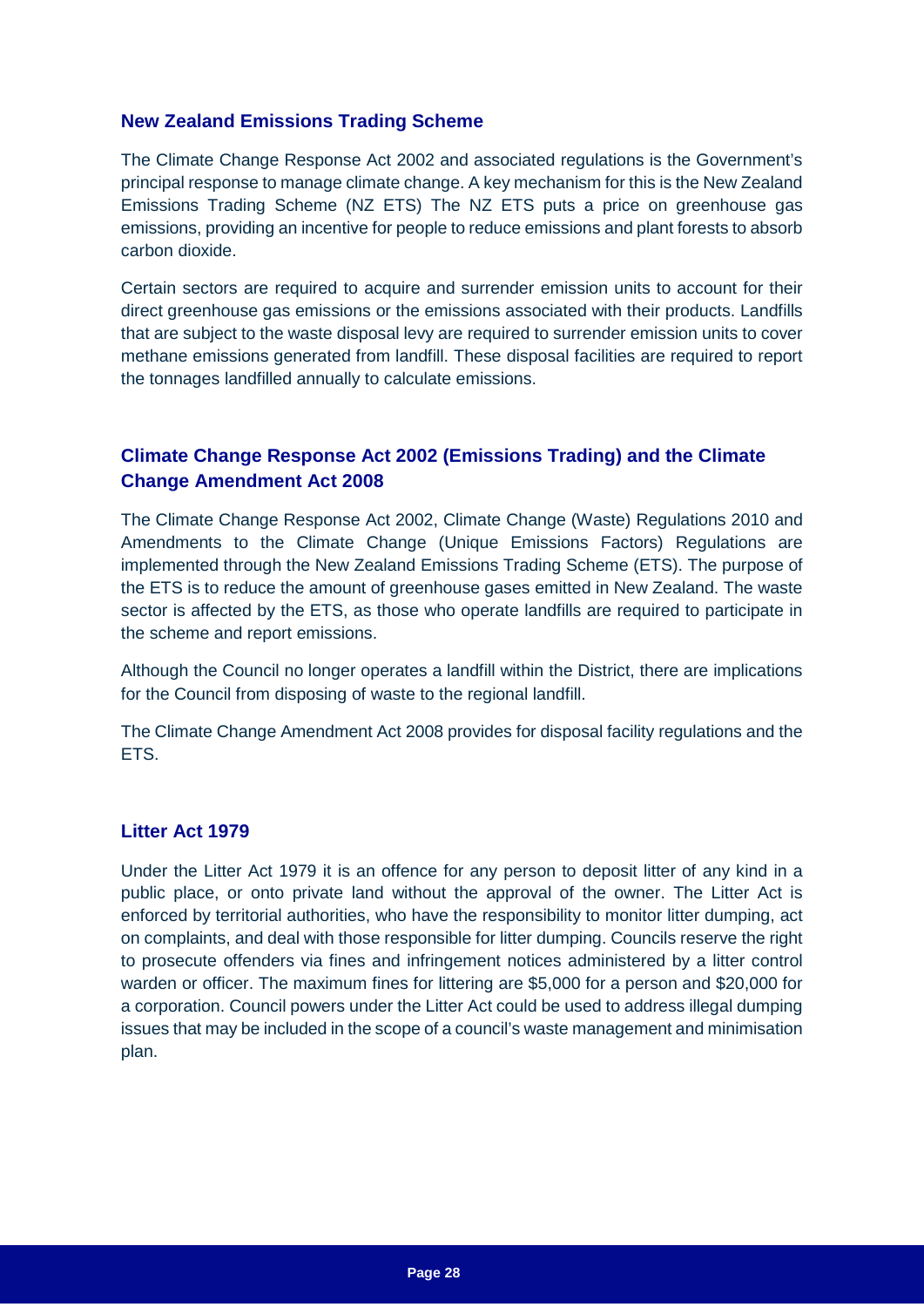### New Zealand Emissions Trading Scheme

The Climate Change Response Act 2002 and associated regulations is the Government's principal response to manage climate change. A key mechanism for this is the New Zealand Emissions Trading Scheme (NZ ETS) The NZ ETS puts a price on greenhouse gas emissions, providing an incentive for people to reduce emissions and plant forests to absorb carbon dioxide.

Certain sectors are required to acquire and surrender emission units to account for their direct greenhouse gas emissions or the emissions associated with their products. Landfills that are subject to the waste disposal levy are required to surrender emission units to cover methane emissions generated from landfill. These disposal facilities are required to report the tonnages landfilled annually to calculate emissions.

### Climate Change Response Act 2002 (Emissions Trading) and the Climate Change Amendment Act 2008

The Climate Change Response Act 2002, Climate Change (Waste) Regulations 2010 and Amendments to the Climate Change (Unique Emissions Factors) Regulations are implemented through the New Zealand Emissions Trading Scheme (ETS). The purpose of the ETS is to reduce the amount of greenhouse gases emitted in New Zealand. The waste sector is affected by the ETS, as those who operate landfills are required to participate in the scheme and report emissions.

Although the Council no longer operates a landfill within the District, there are implications for the Council from disposing of waste to the regional landfill.

The Climate Change Amendment Act 2008 provides for disposal facility regulations and the ETS.

### Litter Act 1979

Under the Litter Act 1979 it is an offence for any person to deposit litter of any kind in a public place, or onto private land without the approval of the owner. The Litter Act is enforced by territorial authorities, who have the responsibility to monitor litter dumping, act on complaints, and deal with those responsible for litter dumping. Councils reserve the right to prosecute offenders via fines and infringement notices administered by a litter control warden or officer. The maximum fines for littering are $5,000 for a person and $20,000 for a corporation. Council powers under the Litter Act could be used to address illegal dumping issues that may be included in the scope of a council's waste management and minimisation plan.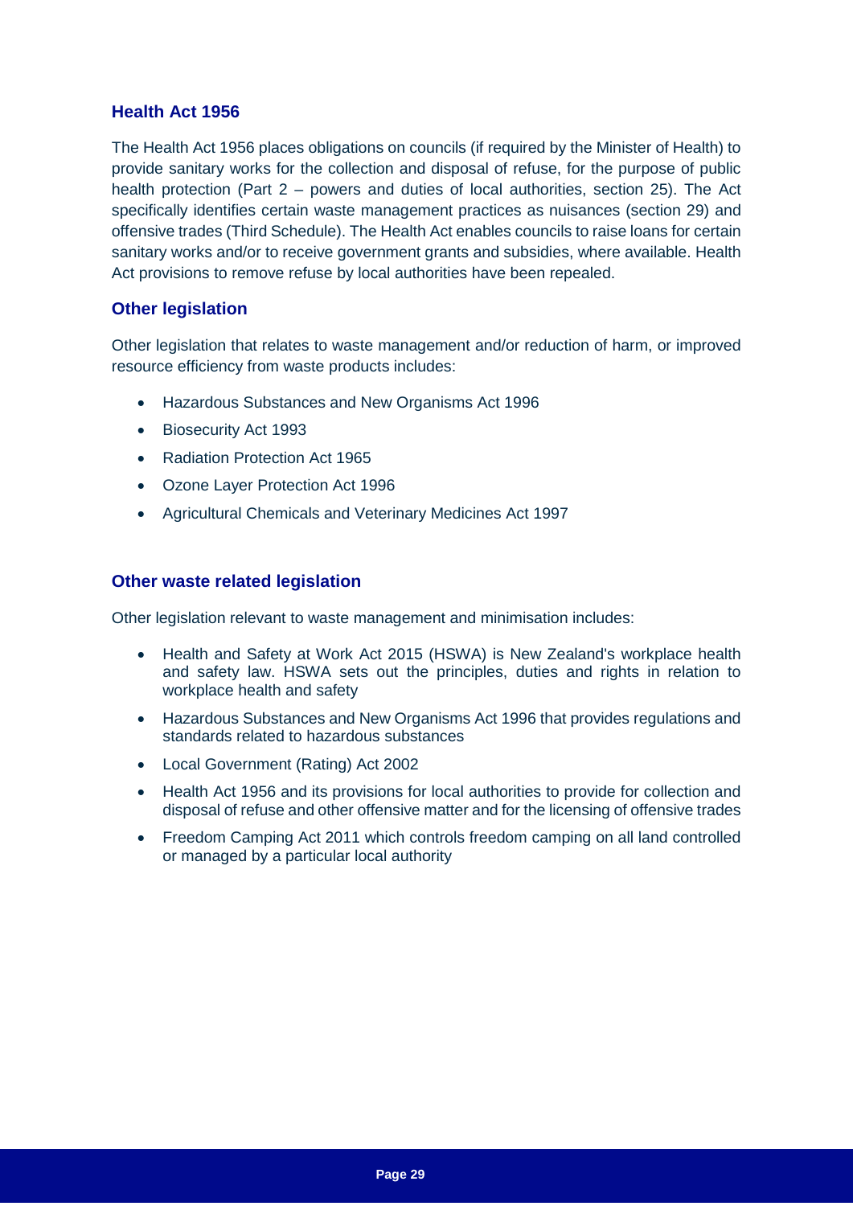### Health Act 1956

The Health Act 1956 places obligations on councils (if required by the Minister of Health) to provide sanitary works for the collection and disposal of refuse, for the purpose of public health protection (Part 2 – powers and duties of local authorities, section 25). The Act specifically identifies certain waste management practices as nuisances (section 29) and offensive trades (Third Schedule). The Health Act enables councils to raise loans for certain sanitary works and/or to receive government grants and subsidies, where available. Health Act provisions to remove refuse by local authorities have been repealed.

### Other legislation

Other legislation that relates to waste management and/or reduction of harm, or improved resource efficiency from waste products includes:

- Hazardous Substances and New Organisms Act 1996
- Biosecurity Act 1993
- Radiation Protection Act 1965
- Ozone Layer Protection Act 1996
- Agricultural Chemicals and Veterinary Medicines Act 1997

### Other waste related legislation

Other legislation relevant to waste management and minimisation includes:

- Health and Safety at Work Act 2015 (HSWA) is New Zealand's workplace health and safety law. HSWA sets out the principles, duties and rights in relation to workplace health and safety
- Hazardous Substances and New Organisms Act 1996 that provides regulations and standards related to hazardous substances
- Local Government (Rating) Act 2002
- Health Act 1956 and its provisions for local authorities to provide for collection and disposal of refuse and other offensive matter and for the licensing of offensive trades
- Freedom Camping Act 2011 which controls freedom camping on all land controlled or managed by a particular local authority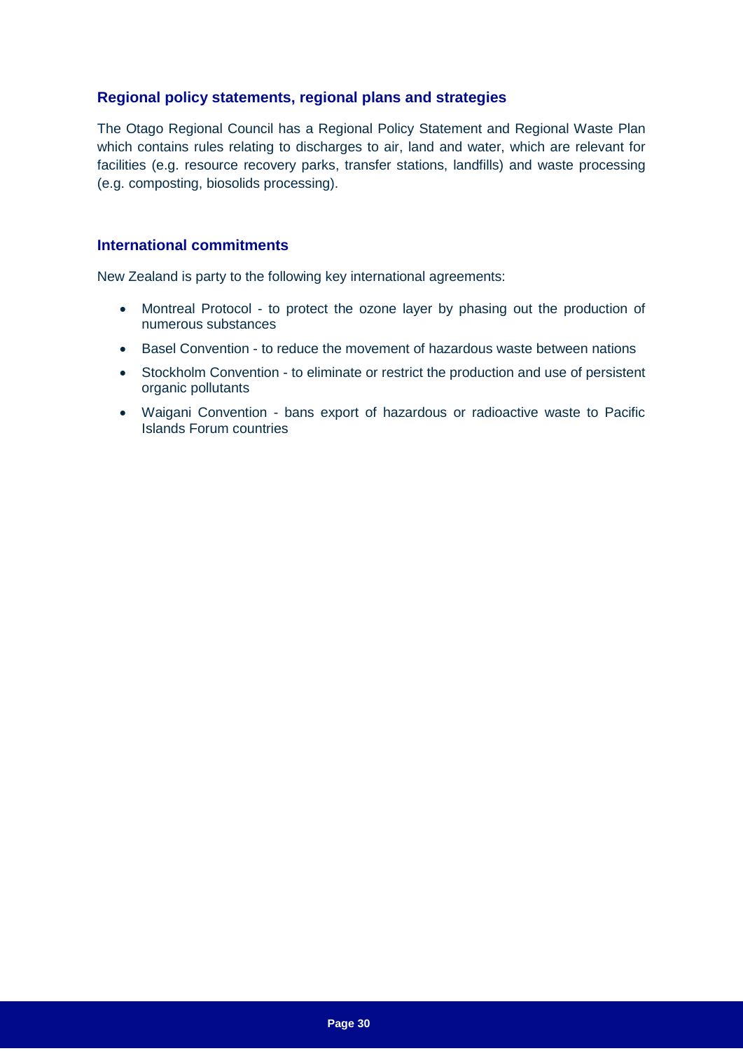### Regional policy statements, regional plans and strategies

The Otago Regional Council has a Regional Policy Statement and Regional Waste Plan which contains rules relating to discharges to air, land and water, which are relevant for facilities (e.g. resource recovery parks, transfer stations, landfills) and waste processing (e.g. composting, biosolids processing).

### International commitments

New Zealand is party to the following key international agreements:

- Montreal Protocol - to protect the ozone layer by phasing out the production of numerous substances
- Basel Convention - to reduce the movement of hazardous waste between nations
- Stockholm Convention - to eliminate or restrict the production and use of persistent organic pollutants
- Waigani Convention - bans export of hazardous or radioactive waste to Pacific Islands Forum countries